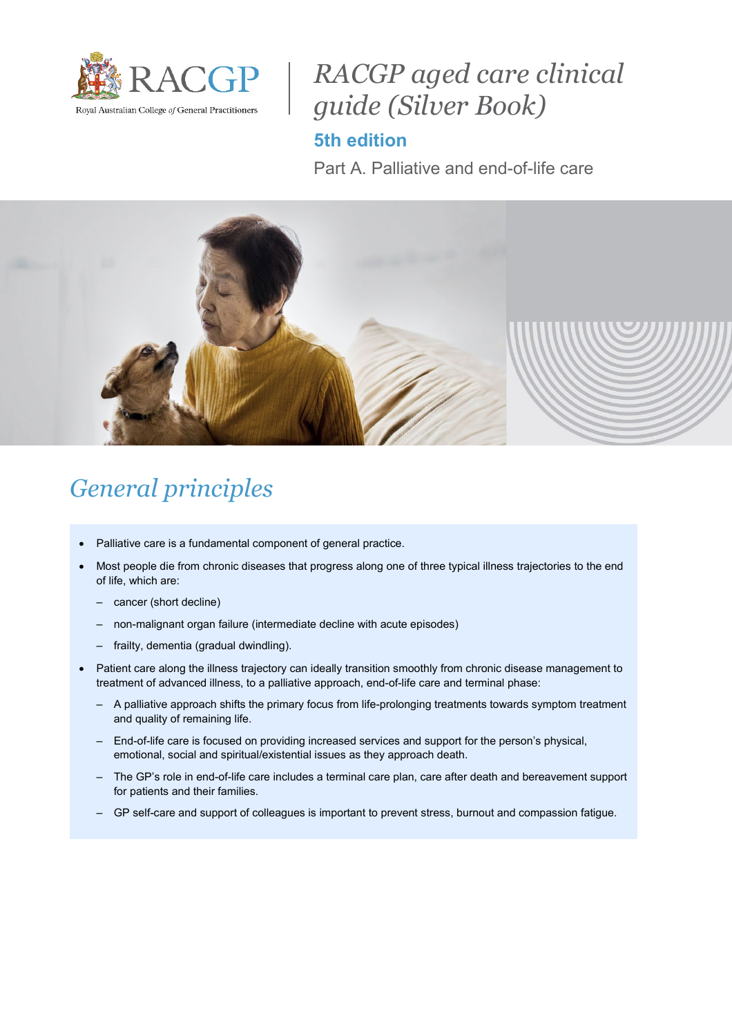# RACGP aged care clinical guide (Silver Book)

## 5th edition

Part A. Palliative and end-of-life care

## General principles

- Palliative care is a fundamental component of general practice.
- Most people die from chronic diseases that progress along one of three typical illness trajectories to the end of life, which are:
  - cancer (short decline)
  - non-malignant organ failure (intermediate decline with acute episodes)
  - frailty, dementia (gradual dwindling).
- Patient care along the illness trajectory can ideally transition smoothly from chronic disease management to treatment of advanced illness, to a palliative approach, end-of-life care and terminal phase:
  - A palliative approach shifts the primary focus from life-prolonging treatments towards symptom treatment and quality of remaining life.
  - End-of-life care is focused on providing increased services and support for the person's physical, emotional, social and spiritual/existential issues as they approach death.
  - The GP's role in end-of-life care includes a terminal care plan, care after death and bereavement support for patients and their families.
  - GP self-care and support of colleagues is important to prevent stress, burnout and compassion fatigue.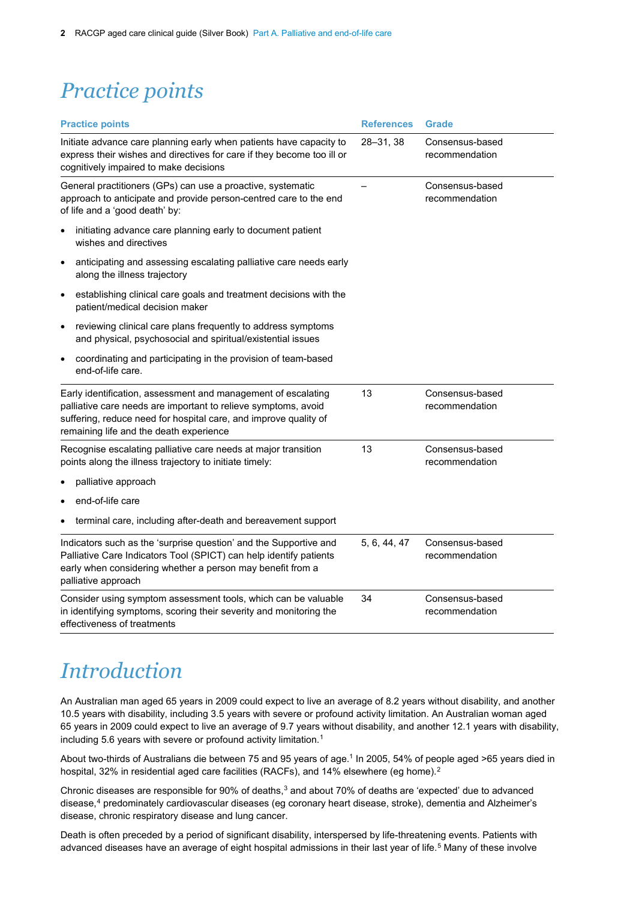# Practice points

| Practice points | References | Grade |
|---|---|---|
| Initiate advance care planning early when patients have capacity to express their wishes and directives for care if they become too ill or cognitively impaired to make decisions | 28–31, 38 | Consensus-based recommendation |
| General practitioners (GPs) can use a proactive, systematic approach to anticipate and provide person-centred care to the end of life and a 'good death' by: <br>• initiating advance care planning early to document patient wishes and directives <br>• anticipating and assessing escalating palliative care needs early along the illness trajectory <br>• establishing clinical care goals and treatment decisions with the patient/medical decision maker <br>• reviewing clinical care plans frequently to address symptoms and physical, psychosocial and spiritual/existential issues <br>• coordinating and participating in the provision of team-based end-of-life care. | – | Consensus-based recommendation |
| Early identification, assessment and management of escalating palliative care needs are important to relieve symptoms, avoid suffering, reduce need for hospital care, and improve quality of remaining life and the death experience | 13 | Consensus-based recommendation |
| Recognise escalating palliative care needs at major transition points along the illness trajectory to initiate timely: <br>• palliative approach <br>• end-of-life care <br>• terminal care, including after-death and bereavement support | 13 | Consensus-based recommendation |
| Indicators such as the 'surprise question' and the Supportive and Palliative Care Indicators Tool (SPICT) can help identify patients early when considering whether a person may benefit from a palliative approach | 5, 6, 44, 47 | Consensus-based recommendation |
| Consider using symptom assessment tools, which can be valuable in identifying symptoms, scoring their severity and monitoring the effectiveness of treatments | 34 | Consensus-based recommendation |

# Introduction

An Australian man aged 65 years in 2009 could expect to live an average of 8.2 years without disability, and another 10.5 years with disability, including 3.5 years with severe or profound activity limitation. An Australian woman aged 65 years in 2009 could expect to live an average of 9.7 years without disability, and another 12.1 years with disability, including 5.6 years with severe or profound activity limitation.[1]

About two-thirds of Australians die between 75 and 95 years of age.[1] In 2005, 54% of people aged >65 years died in hospital, 32% in residential aged care facilities (RACFs), and 14% elsewhere (eg home).[2]

Chronic diseases are responsible for 90% of deaths,[3] and about 70% of deaths are 'expected' due to advanced disease,[4] predominately cardiovascular diseases (eg coronary heart disease, stroke), dementia and Alzheimer's disease, chronic respiratory disease and lung cancer.

Death is often preceded by a period of significant disability, interspersed by life-threatening events. Patients with advanced diseases have an average of eight hospital admissions in their last year of life.[5] Many of these involve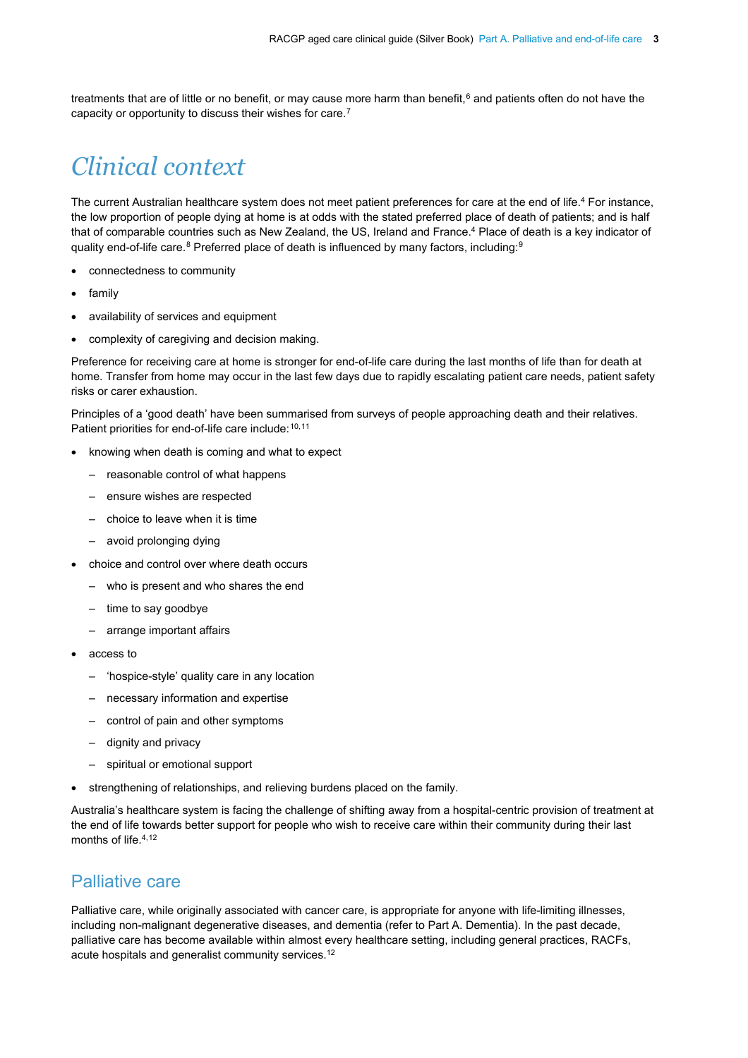treatments that are of little or no benefit, or may cause more harm than benefit,[6] and patients often do not have the capacity or opportunity to discuss their wishes for care.[7]

# *Clinical context*

The current Australian healthcare system does not meet patient preferences for care at the end of life.[4] For instance, the low proportion of people dying at home is at odds with the stated preferred place of death of patients; and is half that of comparable countries such as New Zealand, the US, Ireland and France.[4] Place of death is a key indicator of quality end-of-life care.[8] Preferred place of death is influenced by many factors, including:[9]

- connectedness to community
- family
- availability of services and equipment
- complexity of caregiving and decision making.

Preference for receiving care at home is stronger for end-of-life care during the last months of life than for death at home. Transfer from home may occur in the last few days due to rapidly escalating patient care needs, patient safety risks or carer exhaustion.

Principles of a 'good death' have been summarised from surveys of people approaching death and their relatives. Patient priorities for end-of-life care include:[10,11]

- knowing when death is coming and what to expect
  - reasonable control of what happens
  - ensure wishes are respected
  - choice to leave when it is time
  - avoid prolonging dying
- choice and control over where death occurs
  - who is present and who shares the end
  - time to say goodbye
  - arrange important affairs
- access to
  - 'hospice-style' quality care in any location
  - necessary information and expertise
  - control of pain and other symptoms
  - dignity and privacy
  - spiritual or emotional support
- strengthening of relationships, and relieving burdens placed on the family.

Australia's healthcare system is facing the challenge of shifting away from a hospital-centric provision of treatment at the end of life towards better support for people who wish to receive care within their community during their last months of life.[4,12]

## Palliative care

Palliative care, while originally associated with cancer care, is appropriate for anyone with life-limiting illnesses, including non-malignant degenerative diseases, and dementia (refer to Part A. Dementia). In the past decade, palliative care has become available within almost every healthcare setting, including general practices, RACFs, acute hospitals and generalist community services.[12]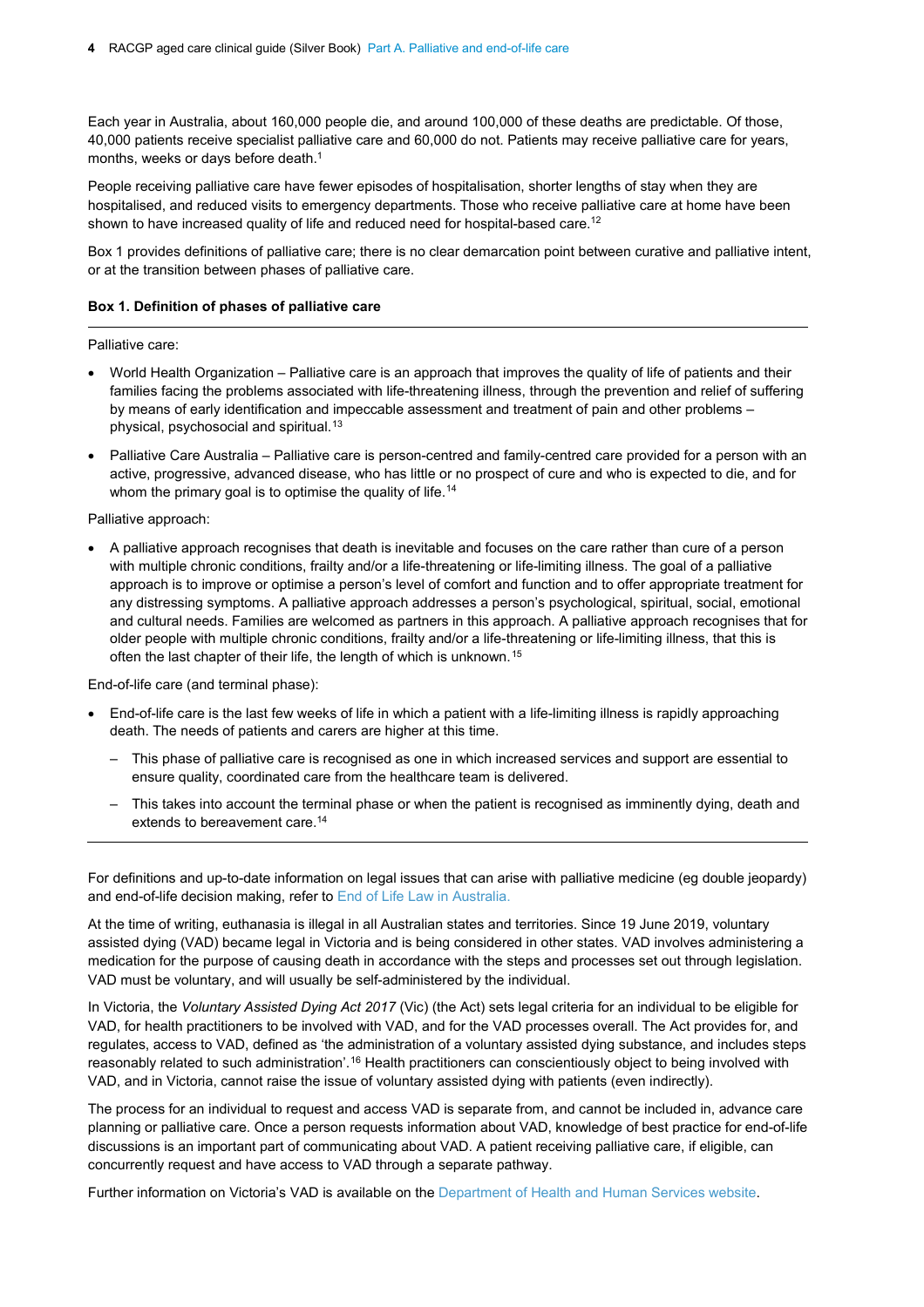Each year in Australia, about 160,000 people die, and around 100,000 of these deaths are predictable. Of those, 40,000 patients receive specialist palliative care and 60,000 do not. Patients may receive palliative care for years, months, weeks or days before death.[1]

People receiving palliative care have fewer episodes of hospitalisation, shorter lengths of stay when they are hospitalised, and reduced visits to emergency departments. Those who receive palliative care at home have been shown to have increased quality of life and reduced need for hospital-based care.[12]

Box 1 provides definitions of palliative care; there is no clear demarcation point between curative and palliative intent, or at the transition between phases of palliative care.

**Box 1. Definition of phases of palliative care**

Palliative care:

- World Health Organization – Palliative care is an approach that improves the quality of life of patients and their families facing the problems associated with life-threatening illness, through the prevention and relief of suffering by means of early identification and impeccable assessment and treatment of pain and other problems – physical, psychosocial and spiritual.[13]
- Palliative Care Australia – Palliative care is person-centred and family-centred care provided for a person with an active, progressive, advanced disease, who has little or no prospect of cure and who is expected to die, and for whom the primary goal is to optimise the quality of life.[14]

Palliative approach:

- A palliative approach recognises that death is inevitable and focuses on the care rather than cure of a person with multiple chronic conditions, frailty and/or a life-threatening or life-limiting illness. The goal of a palliative approach is to improve or optimise a person's level of comfort and function and to offer appropriate treatment for any distressing symptoms. A palliative approach addresses a person's psychological, spiritual, social, emotional and cultural needs. Families are welcomed as partners in this approach. A palliative approach recognises that for older people with multiple chronic conditions, frailty and/or a life-threatening or life-limiting illness, that this is often the last chapter of their life, the length of which is unknown.[15]

End-of-life care (and terminal phase):

- End-of-life care is the last few weeks of life in which a patient with a life-limiting illness is rapidly approaching death. The needs of patients and carers are higher at this time.
  - This phase of palliative care is recognised as one in which increased services and support are essential to ensure quality, coordinated care from the healthcare team is delivered.
  - This takes into account the terminal phase or when the patient is recognised as imminently dying, death and extends to bereavement care.[14]

For definitions and up-to-date information on legal issues that can arise with palliative medicine (eg double jeopardy) and end-of-life decision making, refer to End of Life Law in Australia.

At the time of writing, euthanasia is illegal in all Australian states and territories. Since 19 June 2019, voluntary assisted dying (VAD) became legal in Victoria and is being considered in other states. VAD involves administering a medication for the purpose of causing death in accordance with the steps and processes set out through legislation. VAD must be voluntary, and will usually be self-administered by the individual.

In Victoria, the *Voluntary Assisted Dying Act 2017* (Vic) (the Act) sets legal criteria for an individual to be eligible for VAD, for health practitioners to be involved with VAD, and for the VAD processes overall. The Act provides for, and regulates, access to VAD, defined as 'the administration of a voluntary assisted dying substance, and includes steps reasonably related to such administration'.[16] Health practitioners can conscientiously object to being involved with VAD, and in Victoria, cannot raise the issue of voluntary assisted dying with patients (even indirectly).

The process for an individual to request and access VAD is separate from, and cannot be included in, advance care planning or palliative care. Once a person requests information about VAD, knowledge of best practice for end-of-life discussions is an important part of communicating about VAD. A patient receiving palliative care, if eligible, can concurrently request and have access to VAD through a separate pathway.

Further information on Victoria's VAD is available on the Department of Health and Human Services website.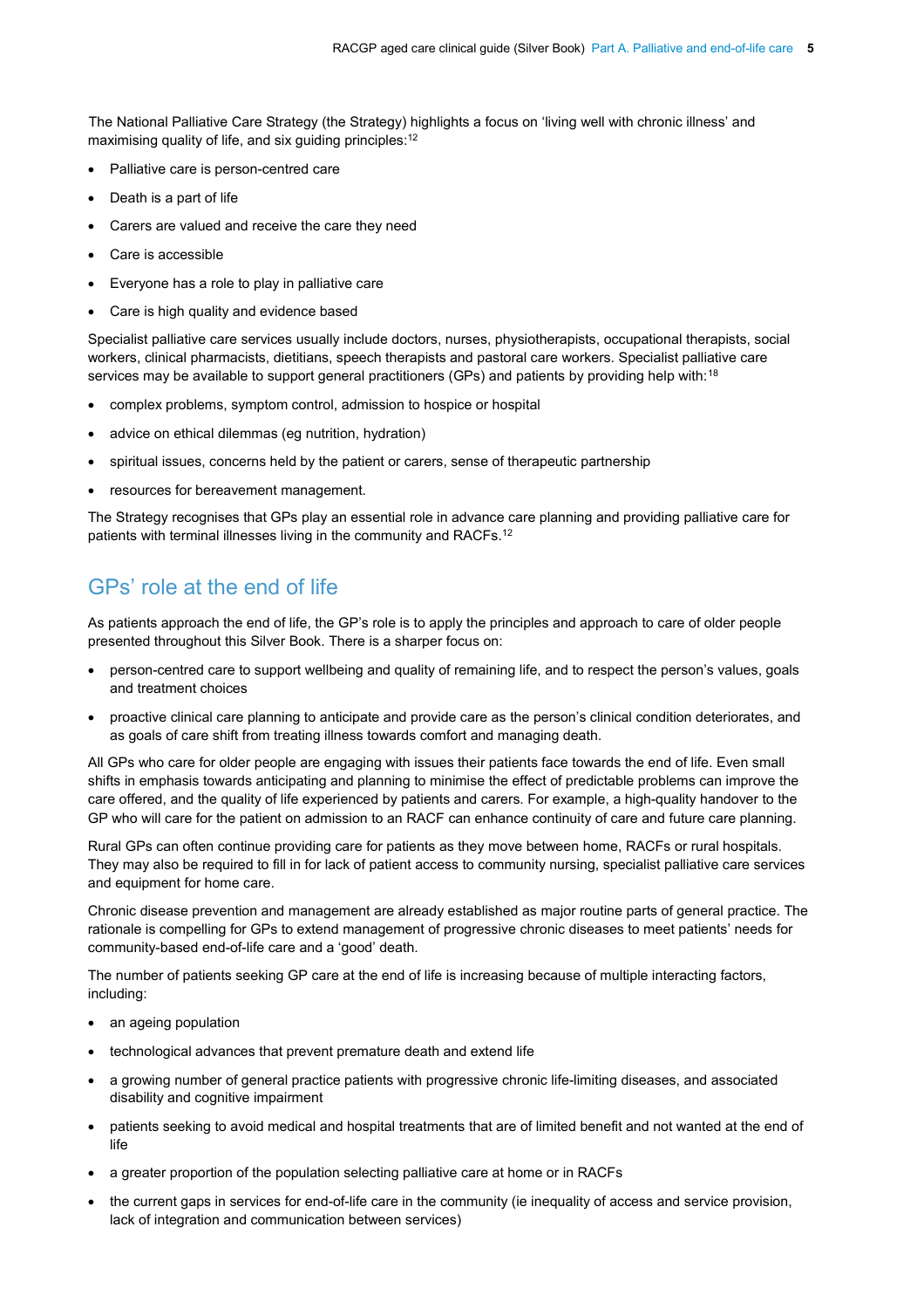The National Palliative Care Strategy (the Strategy) highlights a focus on 'living well with chronic illness' and maximising quality of life, and six guiding principles:[12]

- Palliative care is person-centred care
- Death is a part of life
- Carers are valued and receive the care they need
- Care is accessible
- Everyone has a role to play in palliative care
- Care is high quality and evidence based

Specialist palliative care services usually include doctors, nurses, physiotherapists, occupational therapists, social workers, clinical pharmacists, dietitians, speech therapists and pastoral care workers. Specialist palliative care services may be available to support general practitioners (GPs) and patients by providing help with:[18]

- complex problems, symptom control, admission to hospice or hospital
- advice on ethical dilemmas (eg nutrition, hydration)
- spiritual issues, concerns held by the patient or carers, sense of therapeutic partnership
- resources for bereavement management.

The Strategy recognises that GPs play an essential role in advance care planning and providing palliative care for patients with terminal illnesses living in the community and RACFs.[12]

## GPs' role at the end of life

As patients approach the end of life, the GP's role is to apply the principles and approach to care of older people presented throughout this Silver Book. There is a sharper focus on:

- person-centred care to support wellbeing and quality of remaining life, and to respect the person's values, goals and treatment choices
- proactive clinical care planning to anticipate and provide care as the person's clinical condition deteriorates, and as goals of care shift from treating illness towards comfort and managing death.

All GPs who care for older people are engaging with issues their patients face towards the end of life. Even small shifts in emphasis towards anticipating and planning to minimise the effect of predictable problems can improve the care offered, and the quality of life experienced by patients and carers. For example, a high-quality handover to the GP who will care for the patient on admission to an RACF can enhance continuity of care and future care planning.

Rural GPs can often continue providing care for patients as they move between home, RACFs or rural hospitals. They may also be required to fill in for lack of patient access to community nursing, specialist palliative care services and equipment for home care.

Chronic disease prevention and management are already established as major routine parts of general practice. The rationale is compelling for GPs to extend management of progressive chronic diseases to meet patients' needs for community-based end-of-life care and a 'good' death.

The number of patients seeking GP care at the end of life is increasing because of multiple interacting factors, including:

- an ageing population
- technological advances that prevent premature death and extend life
- a growing number of general practice patients with progressive chronic life-limiting diseases, and associated disability and cognitive impairment
- patients seeking to avoid medical and hospital treatments that are of limited benefit and not wanted at the end of life
- a greater proportion of the population selecting palliative care at home or in RACFs
- the current gaps in services for end-of-life care in the community (ie inequality of access and service provision, lack of integration and communication between services)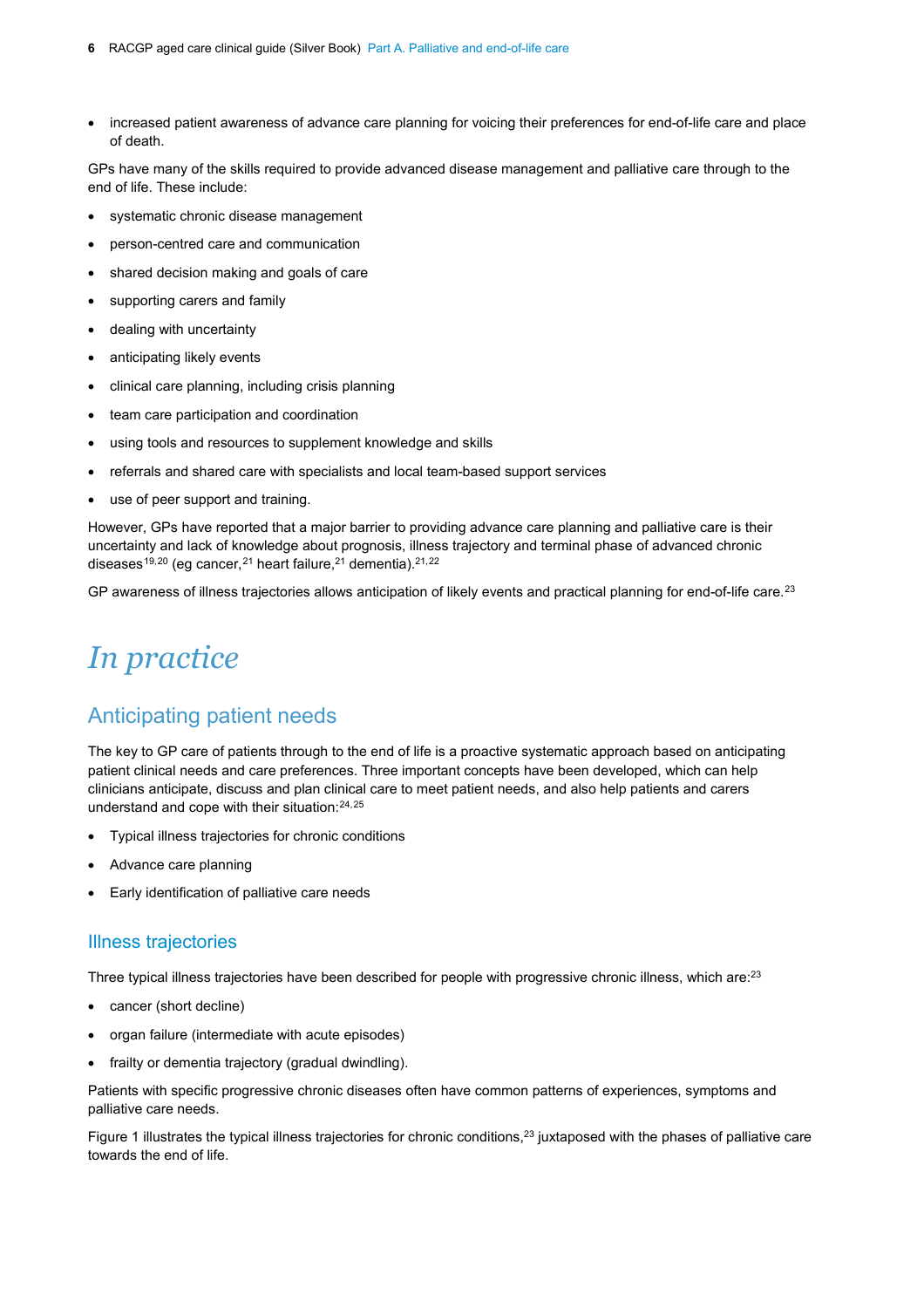- increased patient awareness of advance care planning for voicing their preferences for end-of-life care and place of death.

GPs have many of the skills required to provide advanced disease management and palliative care through to the end of life. These include:

- systematic chronic disease management
- person-centred care and communication
- shared decision making and goals of care
- supporting carers and family
- dealing with uncertainty
- anticipating likely events
- clinical care planning, including crisis planning
- team care participation and coordination
- using tools and resources to supplement knowledge and skills
- referrals and shared care with specialists and local team-based support services
- use of peer support and training.

However, GPs have reported that a major barrier to providing advance care planning and palliative care is their uncertainty and lack of knowledge about prognosis, illness trajectory and terminal phase of advanced chronic diseases[19,20] (eg cancer,[21] heart failure,[21] dementia).[21,22]

GP awareness of illness trajectories allows anticipation of likely events and practical planning for end-of-life care.[23]

# *In practice*

## Anticipating patient needs

The key to GP care of patients through to the end of life is a proactive systematic approach based on anticipating patient clinical needs and care preferences. Three important concepts have been developed, which can help clinicians anticipate, discuss and plan clinical care to meet patient needs, and also help patients and carers understand and cope with their situation:[24,25]

- Typical illness trajectories for chronic conditions
- Advance care planning
- Early identification of palliative care needs

### Illness trajectories

Three typical illness trajectories have been described for people with progressive chronic illness, which are:[23]

- cancer (short decline)
- organ failure (intermediate with acute episodes)
- frailty or dementia trajectory (gradual dwindling).

Patients with specific progressive chronic diseases often have common patterns of experiences, symptoms and palliative care needs.

Figure 1 illustrates the typical illness trajectories for chronic conditions,[23] juxtaposed with the phases of palliative care towards the end of life.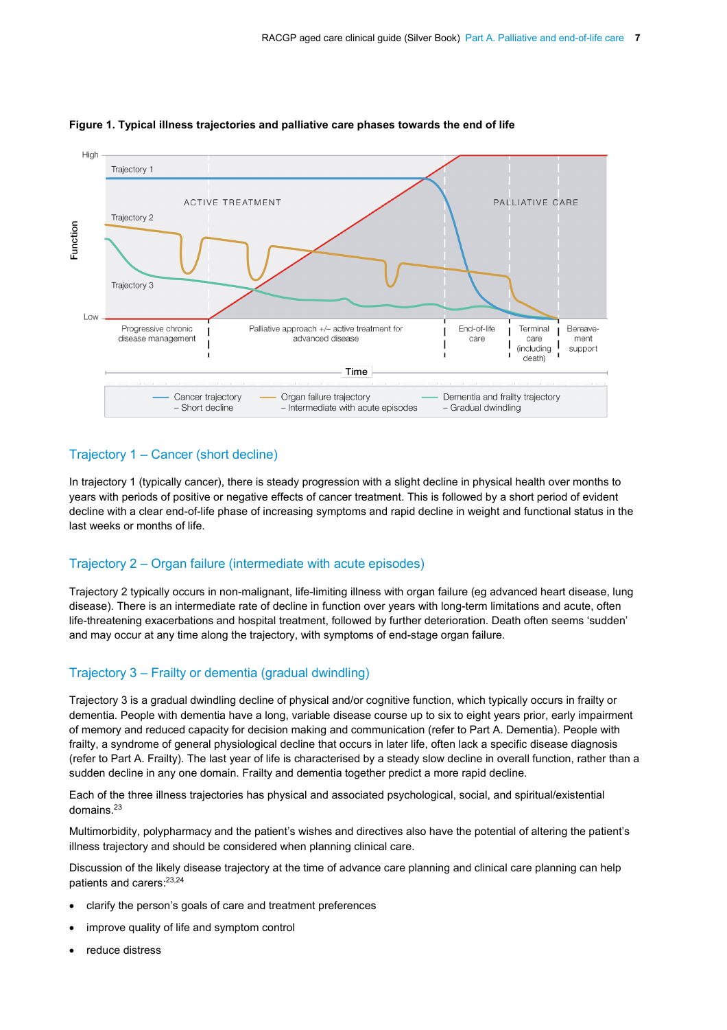**Figure 1. Typical illness trajectories and palliative care phases towards the end of life**

High

Low

Function

Trajectory 1

Trajectory 2

Trajectory 3

ACTIVE TREATMENT

PALLIATIVE CARE

Progressive chronic disease management

Palliative approach +/– active treatment for advanced disease

End-of-life care

Terminal care (including death)

Bereavement support

Time

Cancer trajectory – Short decline

Organ failure trajectory – Intermediate with acute episodes

Dementia and frailty trajectory – Gradual dwindling

## Trajectory 1 – Cancer (short decline)

In trajectory 1 (typically cancer), there is steady progression with a slight decline in physical health over months to years with periods of positive or negative effects of cancer treatment. This is followed by a short period of evident decline with a clear end-of-life phase of increasing symptoms and rapid decline in weight and functional status in the last weeks or months of life.

## Trajectory 2 – Organ failure (intermediate with acute episodes)

Trajectory 2 typically occurs in non-malignant, life-limiting illness with organ failure (eg advanced heart disease, lung disease). There is an intermediate rate of decline in function over years with long-term limitations and acute, often life-threatening exacerbations and hospital treatment, followed by further deterioration. Death often seems 'sudden' and may occur at any time along the trajectory, with symptoms of end-stage organ failure.

## Trajectory 3 – Frailty or dementia (gradual dwindling)

Trajectory 3 is a gradual dwindling decline of physical and/or cognitive function, which typically occurs in frailty or dementia. People with dementia have a long, variable disease course up to six to eight years prior, early impairment of memory and reduced capacity for decision making and communication (refer to Part A. Dementia). People with frailty, a syndrome of general physiological decline that occurs in later life, often lack a specific disease diagnosis (refer to Part A. Frailty). The last year of life is characterised by a steady slow decline in overall function, rather than a sudden decline in any one domain. Frailty and dementia together predict a more rapid decline.

Each of the three illness trajectories has physical and associated psychological, social, and spiritual/existential domains.[23]

Multimorbidity, polypharmacy and the patient's wishes and directives also have the potential of altering the patient's illness trajectory and should be considered when planning clinical care.

Discussion of the likely disease trajectory at the time of advance care planning and clinical care planning can help patients and carers:[23,24]

- clarify the person's goals of care and treatment preferences
- improve quality of life and symptom control
- reduce distress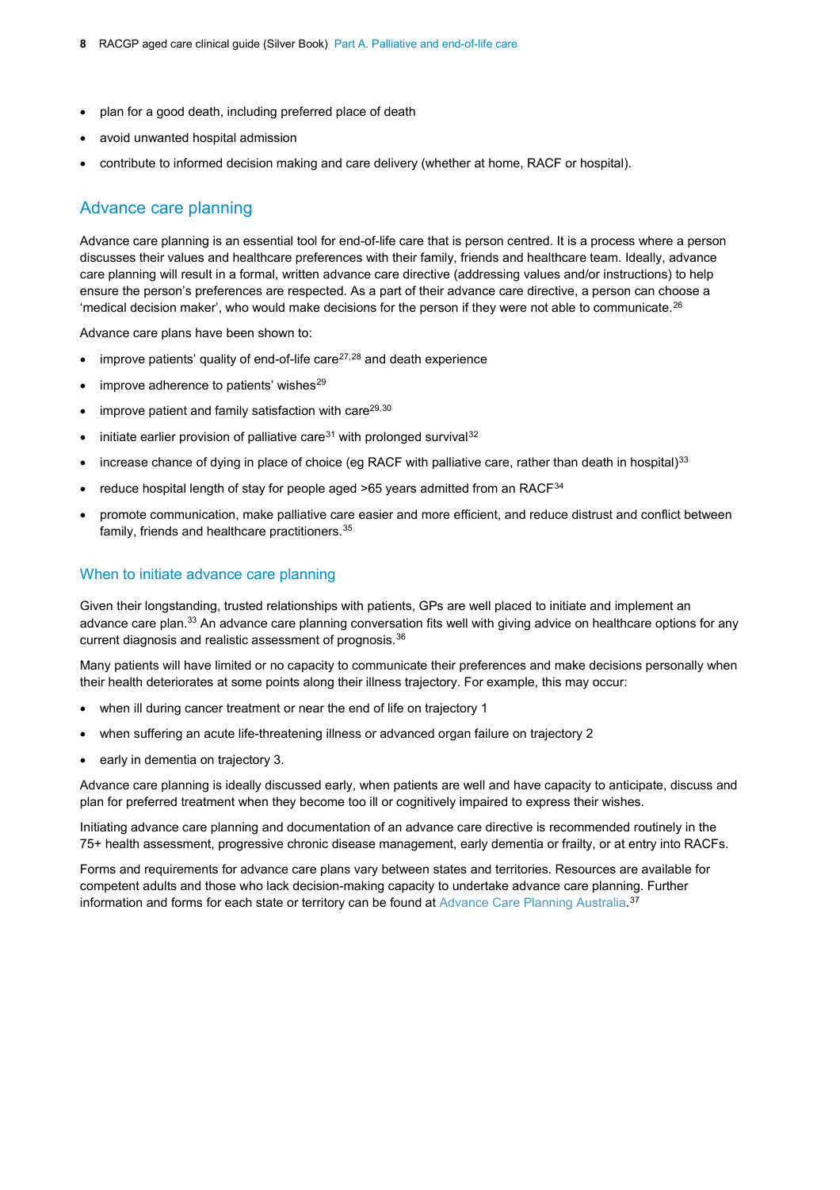- plan for a good death, including preferred place of death
- avoid unwanted hospital admission
- contribute to informed decision making and care delivery (whether at home, RACF or hospital).

## Advance care planning

Advance care planning is an essential tool for end-of-life care that is person centred. It is a process where a person discusses their values and healthcare preferences with their family, friends and healthcare team. Ideally, advance care planning will result in a formal, written advance care directive (addressing values and/or instructions) to help ensure the person's preferences are respected. As a part of their advance care directive, a person can choose a 'medical decision maker', who would make decisions for the person if they were not able to communicate.[26]

Advance care plans have been shown to:

- improve patients' quality of end-of-life care[27,28] and death experience
- improve adherence to patients' wishes[29]
- improve patient and family satisfaction with care[29,30]
- initiate earlier provision of palliative care[31] with prolonged survival[32]
- increase chance of dying in place of choice (eg RACF with palliative care, rather than death in hospital)[33]
- reduce hospital length of stay for people aged >65 years admitted from an RACF[34]
- promote communication, make palliative care easier and more efficient, and reduce distrust and conflict between family, friends and healthcare practitioners.[35]

### When to initiate advance care planning

Given their longstanding, trusted relationships with patients, GPs are well placed to initiate and implement an advance care plan.[33] An advance care planning conversation fits well with giving advice on healthcare options for any current diagnosis and realistic assessment of prognosis.[36]

Many patients will have limited or no capacity to communicate their preferences and make decisions personally when their health deteriorates at some points along their illness trajectory. For example, this may occur:

- when ill during cancer treatment or near the end of life on trajectory 1
- when suffering an acute life-threatening illness or advanced organ failure on trajectory 2
- early in dementia on trajectory 3.

Advance care planning is ideally discussed early, when patients are well and have capacity to anticipate, discuss and plan for preferred treatment when they become too ill or cognitively impaired to express their wishes.

Initiating advance care planning and documentation of an advance care directive is recommended routinely in the 75+ health assessment, progressive chronic disease management, early dementia or frailty, or at entry into RACFs.

Forms and requirements for advance care plans vary between states and territories. Resources are available for competent adults and those who lack decision-making capacity to undertake advance care planning. Further information and forms for each state or territory can be found at Advance Care Planning Australia.[37]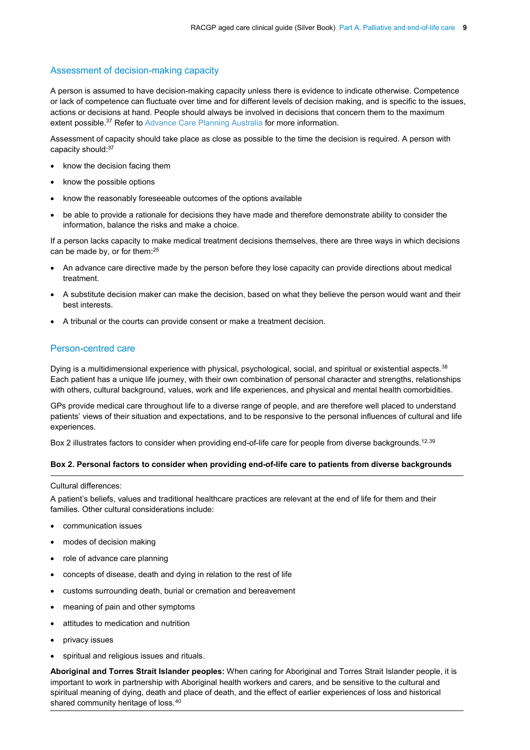## Assessment of decision-making capacity

A person is assumed to have decision-making capacity unless there is evidence to indicate otherwise. Competence or lack of competence can fluctuate over time and for different levels of decision making, and is specific to the issues, actions or decisions at hand. People should always be involved in decisions that concern them to the maximum extent possible.[37] Refer to Advance Care Planning Australia for more information.

Assessment of capacity should take place as close as possible to the time the decision is required. A person with capacity should:[37]

- know the decision facing them
- know the possible options
- know the reasonably foreseeable outcomes of the options available
- be able to provide a rationale for decisions they have made and therefore demonstrate ability to consider the information, balance the risks and make a choice.

If a person lacks capacity to make medical treatment decisions themselves, there are three ways in which decisions can be made by, or for them:[25]

- An advance care directive made by the person before they lose capacity can provide directions about medical treatment.
- A substitute decision maker can make the decision, based on what they believe the person would want and their best interests.
- A tribunal or the courts can provide consent or make a treatment decision.

## Person-centred care

Dying is a multidimensional experience with physical, psychological, social, and spiritual or existential aspects.[38] Each patient has a unique life journey, with their own combination of personal character and strengths, relationships with others, cultural background, values, work and life experiences, and physical and mental health comorbidities.

GPs provide medical care throughout life to a diverse range of people, and are therefore well placed to understand patients' views of their situation and expectations, and to be responsive to the personal influences of cultural and life experiences.

Box 2 illustrates factors to consider when providing end-of-life care for people from diverse backgrounds.[12,39]

**Box 2. Personal factors to consider when providing end-of-life care to patients from diverse backgrounds**

Cultural differences:

A patient's beliefs, values and traditional healthcare practices are relevant at the end of life for them and their families. Other cultural considerations include:

- communication issues
- modes of decision making
- role of advance care planning
- concepts of disease, death and dying in relation to the rest of life
- customs surrounding death, burial or cremation and bereavement
- meaning of pain and other symptoms
- attitudes to medication and nutrition
- privacy issues
- spiritual and religious issues and rituals.

**Aboriginal and Torres Strait Islander peoples:** When caring for Aboriginal and Torres Strait Islander people, it is important to work in partnership with Aboriginal health workers and carers, and be sensitive to the cultural and spiritual meaning of dying, death and place of death, and the effect of earlier experiences of loss and historical shared community heritage of loss.[40]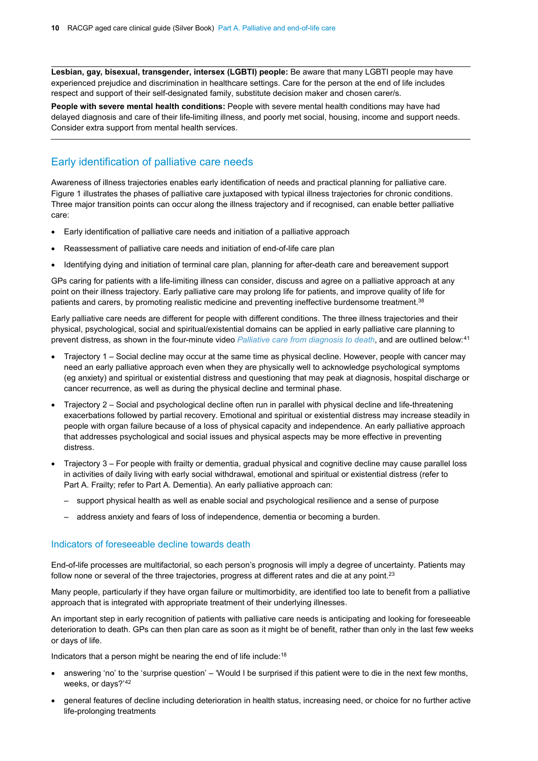**Lesbian, gay, bisexual, transgender, intersex (LGBTI) people:** Be aware that many LGBTI people may have experienced prejudice and discrimination in healthcare settings. Care for the person at the end of life includes respect and support of their self-designated family, substitute decision maker and chosen carer/s.

**People with severe mental health conditions:** People with severe mental health conditions may have had delayed diagnosis and care of their life-limiting illness, and poorly met social, housing, income and support needs. Consider extra support from mental health services.

## Early identification of palliative care needs

Awareness of illness trajectories enables early identification of needs and practical planning for palliative care. Figure 1 illustrates the phases of palliative care juxtaposed with typical illness trajectories for chronic conditions. Three major transition points can occur along the illness trajectory and if recognised, can enable better palliative care:

- Early identification of palliative care needs and initiation of a palliative approach
- Reassessment of palliative care needs and initiation of end-of-life care plan
- Identifying dying and initiation of terminal care plan, planning for after-death care and bereavement support

GPs caring for patients with a life-limiting illness can consider, discuss and agree on a palliative approach at any point on their illness trajectory. Early palliative care may prolong life for patients, and improve quality of life for patients and carers, by promoting realistic medicine and preventing ineffective burdensome treatment.[38]

Early palliative care needs are different for people with different conditions. The three illness trajectories and their physical, psychological, social and spiritual/existential domains can be applied in early palliative care planning to prevent distress, as shown in the four-minute video *Palliative care from diagnosis to death*, and are outlined below:[41]

- Trajectory 1 – Social decline may occur at the same time as physical decline. However, people with cancer may need an early palliative approach even when they are physically well to acknowledge psychological symptoms (eg anxiety) and spiritual or existential distress and questioning that may peak at diagnosis, hospital discharge or cancer recurrence, as well as during the physical decline and terminal phase.
- Trajectory 2 – Social and psychological decline often run in parallel with physical decline and life-threatening exacerbations followed by partial recovery. Emotional and spiritual or existential distress may increase steadily in people with organ failure because of a loss of physical capacity and independence. An early palliative approach that addresses psychological and social issues and physical aspects may be more effective in preventing distress.
- Trajectory 3 – For people with frailty or dementia, gradual physical and cognitive decline may cause parallel loss in activities of daily living with early social withdrawal, emotional and spiritual or existential distress (refer to Part A. Frailty; refer to Part A. Dementia). An early palliative approach can:
  - support physical health as well as enable social and psychological resilience and a sense of purpose
  - address anxiety and fears of loss of independence, dementia or becoming a burden.

### Indicators of foreseeable decline towards death

End-of-life processes are multifactorial, so each person's prognosis will imply a degree of uncertainty. Patients may follow none or several of the three trajectories, progress at different rates and die at any point.[23]

Many people, particularly if they have organ failure or multimorbidity, are identified too late to benefit from a palliative approach that is integrated with appropriate treatment of their underlying illnesses.

An important step in early recognition of patients with palliative care needs is anticipating and looking for foreseeable deterioration to death. GPs can then plan care as soon as it might be of benefit, rather than only in the last few weeks or days of life.

Indicators that a person might be nearing the end of life include:[18]

- answering 'no' to the 'surprise question' – 'Would I be surprised if this patient were to die in the next few months, weeks, or days?'[42]
- general features of decline including deterioration in health status, increasing need, or choice for no further active life-prolonging treatments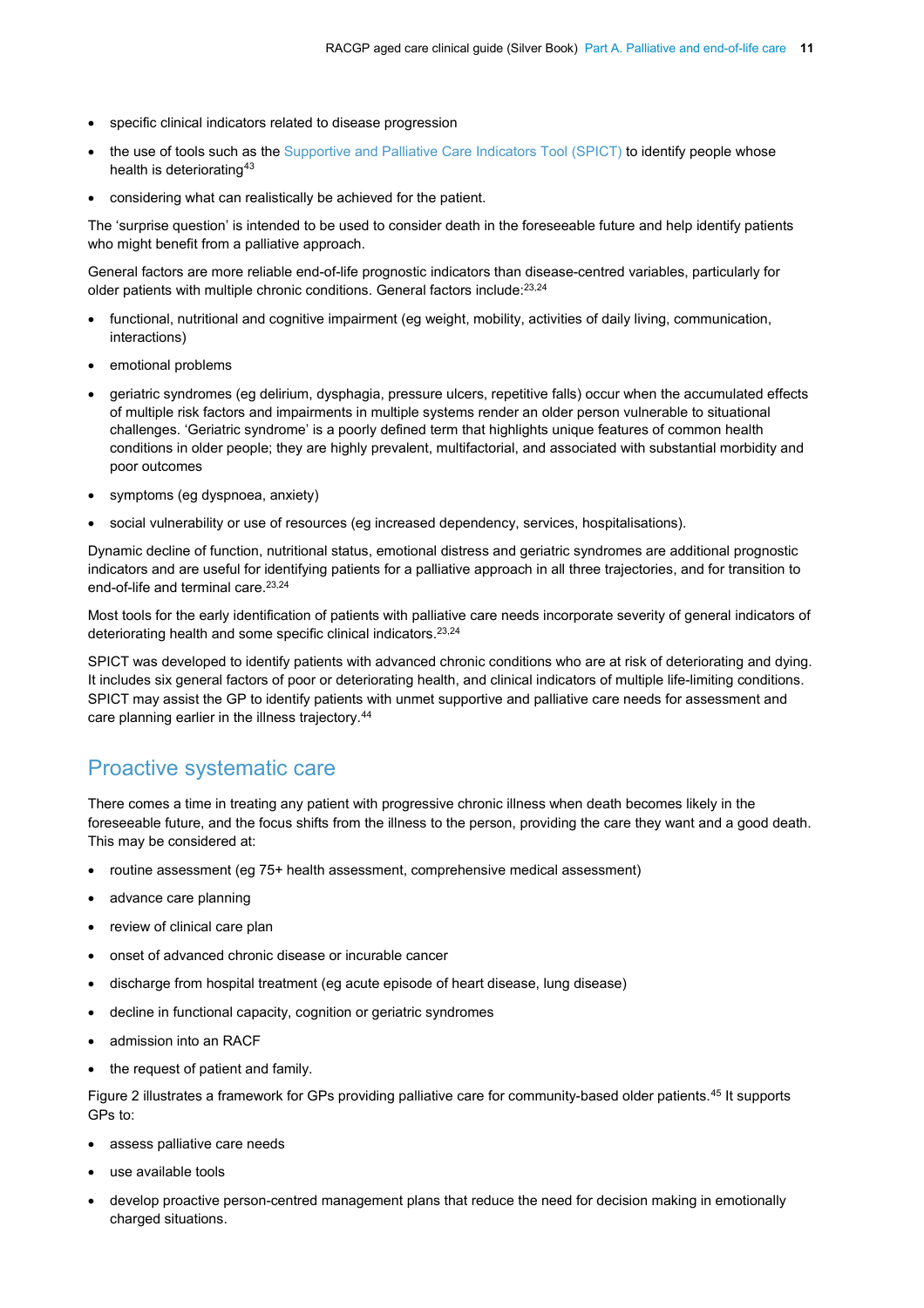- specific clinical indicators related to disease progression
- the use of tools such as the Supportive and Palliative Care Indicators Tool (SPICT) to identify people whose health is deteriorating[43]
- considering what can realistically be achieved for the patient.

The 'surprise question' is intended to be used to consider death in the foreseeable future and help identify patients who might benefit from a palliative approach.

General factors are more reliable end-of-life prognostic indicators than disease-centred variables, particularly for older patients with multiple chronic conditions. General factors include:[23,24]

- functional, nutritional and cognitive impairment (eg weight, mobility, activities of daily living, communication, interactions)
- emotional problems
- geriatric syndromes (eg delirium, dysphagia, pressure ulcers, repetitive falls) occur when the accumulated effects of multiple risk factors and impairments in multiple systems render an older person vulnerable to situational challenges. 'Geriatric syndrome' is a poorly defined term that highlights unique features of common health conditions in older people; they are highly prevalent, multifactorial, and associated with substantial morbidity and poor outcomes
- symptoms (eg dyspnoea, anxiety)
- social vulnerability or use of resources (eg increased dependency, services, hospitalisations).

Dynamic decline of function, nutritional status, emotional distress and geriatric syndromes are additional prognostic indicators and are useful for identifying patients for a palliative approach in all three trajectories, and for transition to end-of-life and terminal care.[23,24]

Most tools for the early identification of patients with palliative care needs incorporate severity of general indicators of deteriorating health and some specific clinical indicators.[23,24]

SPICT was developed to identify patients with advanced chronic conditions who are at risk of deteriorating and dying. It includes six general factors of poor or deteriorating health, and clinical indicators of multiple life-limiting conditions. SPICT may assist the GP to identify patients with unmet supportive and palliative care needs for assessment and care planning earlier in the illness trajectory.[44]

## Proactive systematic care

There comes a time in treating any patient with progressive chronic illness when death becomes likely in the foreseeable future, and the focus shifts from the illness to the person, providing the care they want and a good death. This may be considered at:

- routine assessment (eg 75+ health assessment, comprehensive medical assessment)
- advance care planning
- review of clinical care plan
- onset of advanced chronic disease or incurable cancer
- discharge from hospital treatment (eg acute episode of heart disease, lung disease)
- decline in functional capacity, cognition or geriatric syndromes
- admission into an RACF
- the request of patient and family.

Figure 2 illustrates a framework for GPs providing palliative care for community-based older patients.[45] It supports GPs to:

- assess palliative care needs
- use available tools
- develop proactive person-centred management plans that reduce the need for decision making in emotionally charged situations.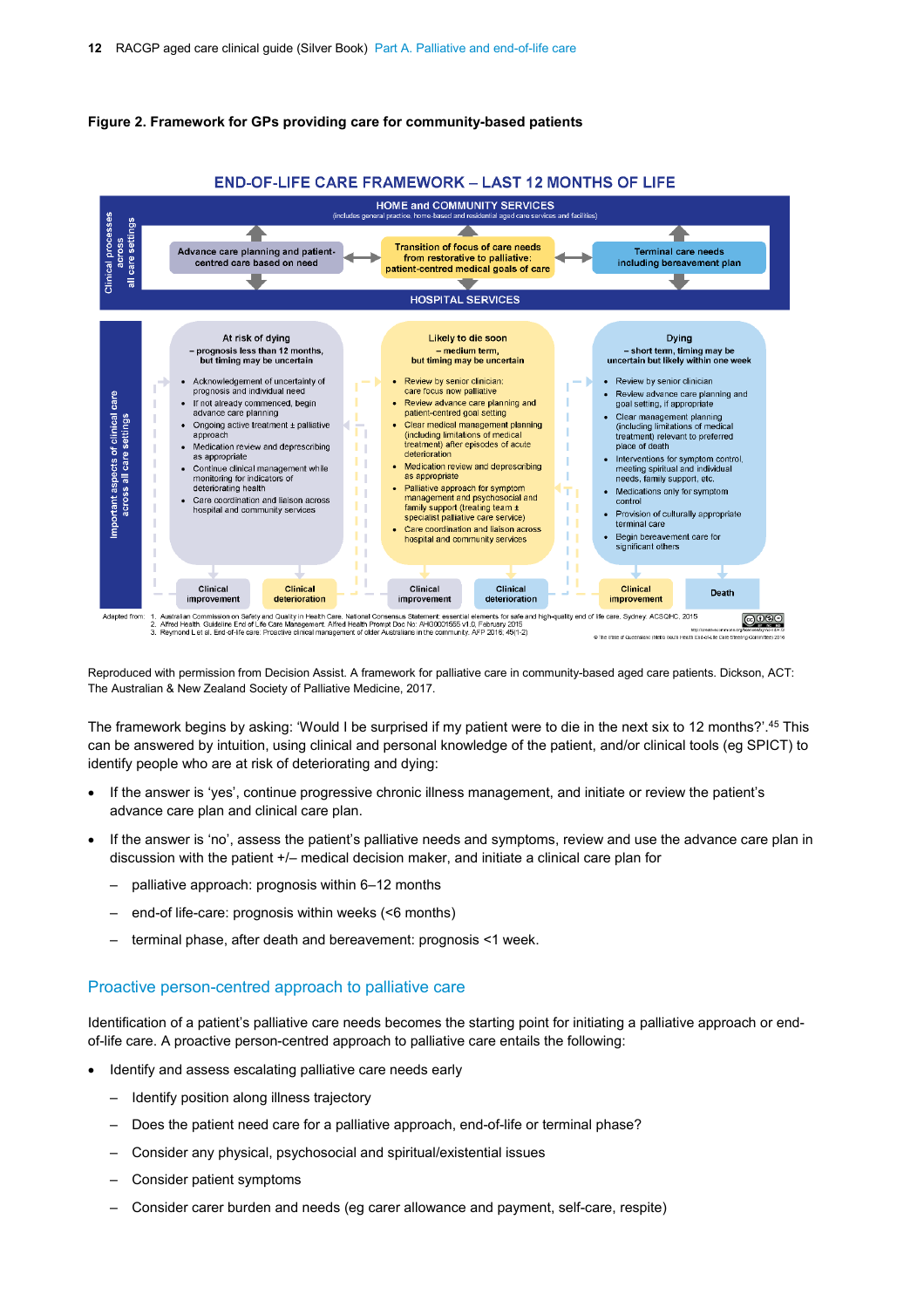**Figure 2. Framework for GPs providing care for community-based patients**

END-OF-LIFE CARE FRAMEWORK – LAST 12 MONTHS OF LIFE

HOME and COMMUNITY SERVICES
(includes general practice, home-based and residential aged care services and facilities)

Clinical processes across all care settings

Advance care planning and patient-centred care based on need

Transition of focus of care needs from restorative to palliative: patient-centred medical goals of care

Terminal care needs including bereavement plan

HOSPITAL SERVICES

Important aspects of clinical care across all care settings

At risk of dying
– prognosis less than 12 months, but timing may be uncertain

- Acknowledgement of uncertainty of prognosis and individual need
- If not already commenced, begin advance care planning
- Ongoing active treatment ± palliative approach
- Medication review and deprescribing as appropriate
- Continue clinical management while monitoring for indicators of deteriorating health
- Care coordination and liaison across hospital and community services

Likely to die soon
– medium term, but timing may be uncertain

- Review by senior clinician: care focus now palliative
- Review advance care planning and patient-centred goal setting
- Clear medical management planning (including limitations of medical treatment) after episodes of acute deterioration
- Medication review and deprescribing as appropriate
- Palliative approach for symptom management and psychosocial and family support (treating team ± specialist palliative care service)
- Care coordination and liaison across hospital and community services

Dying
– short term, timing may be uncertain but likely within one week

- Review by senior clinician
- Review advance care planning and goal setting, if appropriate
- Clear management planning (including limitations of medical treatment) relevant to preferred place of death
- Interventions for symptom control, meeting spiritual and individual needs, family support, etc.
- Medications only for symptom control
- Provision of culturally appropriate terminal care
- Begin bereavement care for significant others

Clinical improvement

Clinical deterioration

Clinical improvement

Clinical deterioration

Clinical improvement

Death

Adapted from: 1. Australian Commission on Safety and Quality in Health Care. National Consensus Statement: essential elements for safe and high-quality end of life care. Sydney: ACSQHC, 2015
2. Alfred Health. Guideline End of Life Care Management. Alfred Health Prompt Doc No: AHG0001555 v1.0, February 2015
3. Raymond L et al. End-of-life care: Proactive clinical management of older Australians in the community. AFP 2016; 45(1-2)

Reproduced with permission from Decision Assist. A framework for palliative care in community-based aged care patients. Dickson, ACT: The Australian & New Zealand Society of Palliative Medicine, 2017.

The framework begins by asking: 'Would I be surprised if my patient were to die in the next six to 12 months?'.[45] This can be answered by intuition, using clinical and personal knowledge of the patient, and/or clinical tools (eg SPICT) to identify people who are at risk of deteriorating and dying:

- If the answer is 'yes', continue progressive chronic illness management, and initiate or review the patient's advance care plan and clinical care plan.
- If the answer is 'no', assess the patient's palliative needs and symptoms, review and use the advance care plan in discussion with the patient +/– medical decision maker, and initiate a clinical care plan for
  - palliative approach: prognosis within 6–12 months
  - end-of life-care: prognosis within weeks (<6 months)
  - terminal phase, after death and bereavement: prognosis <1 week.

## Proactive person-centred approach to palliative care

Identification of a patient's palliative care needs becomes the starting point for initiating a palliative approach or end-of-life care. A proactive person-centred approach to palliative care entails the following:

- Identify and assess escalating palliative care needs early
  - Identify position along illness trajectory
  - Does the patient need care for a palliative approach, end-of-life or terminal phase?
  - Consider any physical, psychosocial and spiritual/existential issues
  - Consider patient symptoms
  - Consider carer burden and needs (eg carer allowance and payment, self-care, respite)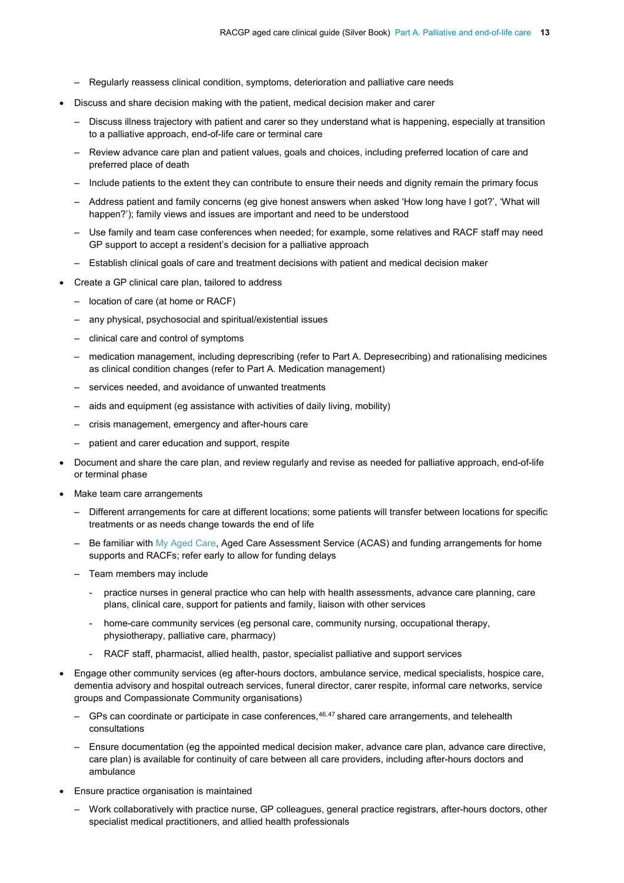- Regularly reassess clinical condition, symptoms, deterioration and palliative care needs

- Discuss and share decision making with the patient, medical decision maker and carer
  - Discuss illness trajectory with patient and carer so they understand what is happening, especially at transition to a palliative approach, end-of-life care or terminal care
  - Review advance care plan and patient values, goals and choices, including preferred location of care and preferred place of death
  - Include patients to the extent they can contribute to ensure their needs and dignity remain the primary focus
  - Address patient and family concerns (eg give honest answers when asked 'How long have I got?', 'What will happen?'); family views and issues are important and need to be understood
  - Use family and team case conferences when needed; for example, some relatives and RACF staff may need GP support to accept a resident's decision for a palliative approach
  - Establish clinical goals of care and treatment decisions with patient and medical decision maker
- Create a GP clinical care plan, tailored to address
  - location of care (at home or RACF)
  - any physical, psychosocial and spiritual/existential issues
  - clinical care and control of symptoms
  - medication management, including deprescribing (refer to Part A. Deprescribing) and rationalising medicines as clinical condition changes (refer to Part A. Medication management)
  - services needed, and avoidance of unwanted treatments
  - aids and equipment (eg assistance with activities of daily living, mobility)
  - crisis management, emergency and after-hours care
  - patient and carer education and support, respite
- Document and share the care plan, and review regularly and revise as needed for palliative approach, end-of-life or terminal phase
- Make team care arrangements
  - Different arrangements for care at different locations; some patients will transfer between locations for specific treatments or as needs change towards the end of life
  - Be familiar with My Aged Care, Aged Care Assessment Service (ACAS) and funding arrangements for home supports and RACFs; refer early to allow for funding delays
  - Team members may include
    - practice nurses in general practice who can help with health assessments, advance care planning, care plans, clinical care, support for patients and family, liaison with other services
    - home-care community services (eg personal care, community nursing, occupational therapy, physiotherapy, palliative care, pharmacy)
    - RACF staff, pharmacist, allied health, pastor, specialist palliative and support services
- Engage other community services (eg after-hours doctors, ambulance service, medical specialists, hospice care, dementia advisory and hospital outreach services, funeral director, carer respite, informal care networks, service groups and Compassionate Community organisations)
  - GPs can coordinate or participate in case conferences,[46,47] shared care arrangements, and telehealth consultations
  - Ensure documentation (eg the appointed medical decision maker, advance care plan, advance care directive, care plan) is available for continuity of care between all care providers, including after-hours doctors and ambulance
- Ensure practice organisation is maintained
  - Work collaboratively with practice nurse, GP colleagues, general practice registrars, after-hours doctors, other specialist medical practitioners, and allied health professionals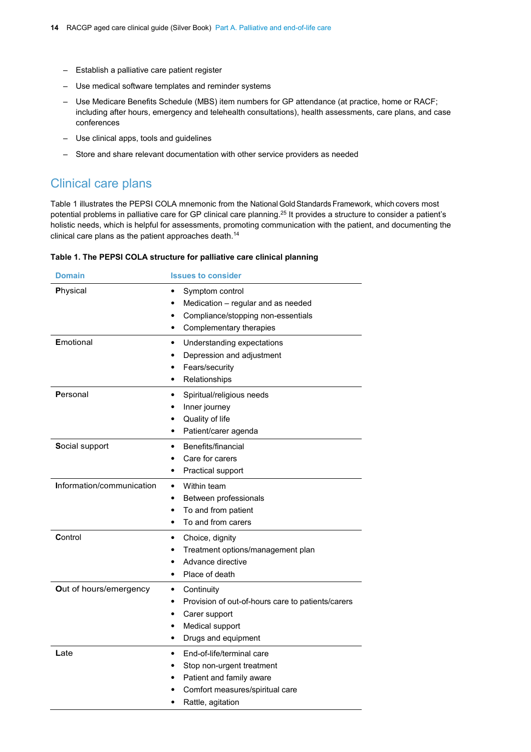- Establish a palliative care patient register
- Use medical software templates and reminder systems
- Use Medicare Benefits Schedule (MBS) item numbers for GP attendance (at practice, home or RACF; including after hours, emergency and telehealth consultations), health assessments, care plans, and case conferences
- Use clinical apps, tools and guidelines
- Store and share relevant documentation with other service providers as needed

## Clinical care plans

Table 1 illustrates the PEPSI COLA mnemonic from the National Gold Standards Framework, which covers most potential problems in palliative care for GP clinical care planning.[25] It provides a structure to consider a patient's holistic needs, which is helpful for assessments, promoting communication with the patient, and documenting the clinical care plans as the patient approaches death.[14]

**Table 1. The PEPSI COLA structure for palliative care clinical planning**

| Domain | Issues to consider |
|---|---|
| **P**hysical | • Symptom control<br>• Medication – regular and as needed<br>• Compliance/stopping non-essentials<br>• Complementary therapies |
| **E**motional | • Understanding expectations<br>• Depression and adjustment<br>• Fears/security<br>• Relationships |
| **P**ersonal | • Spiritual/religious needs<br>• Inner journey<br>• Quality of life<br>• Patient/carer agenda |
| **S**ocial support | • Benefits/financial<br>• Care for carers<br>• Practical support |
| **I**nformation/communication | • Within team<br>• Between professionals<br>• To and from patient<br>• To and from carers |
| **C**ontrol | • Choice, dignity<br>• Treatment options/management plan<br>• Advance directive<br>• Place of death |
| **O**ut of hours/emergency | • Continuity<br>• Provision of out-of-hours care to patients/carers<br>• Carer support<br>• Medical support<br>• Drugs and equipment |
| **L**ate | • End-of-life/terminal care<br>• Stop non-urgent treatment<br>• Patient and family aware<br>• Comfort measures/spiritual care<br>• Rattle, agitation |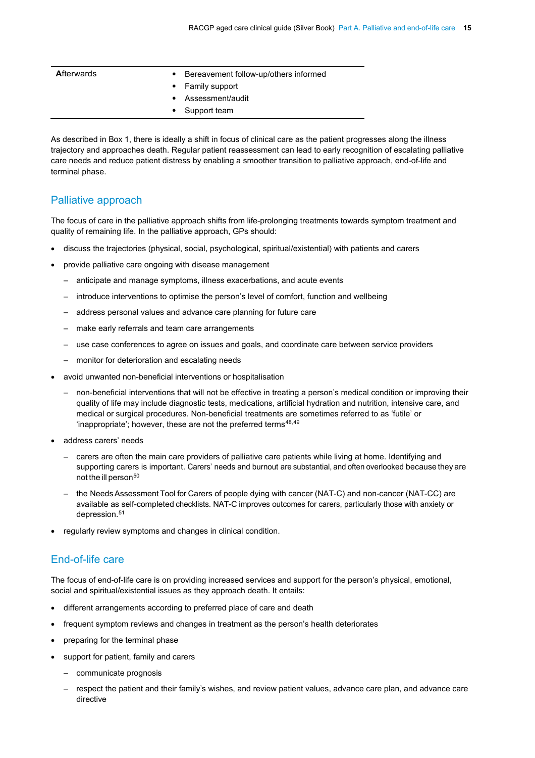| | |
|---|---|
| Afterwards | • Bereavement follow-up/others informed<br>• Family support<br>• Assessment/audit<br>• Support team |

As described in Box 1, there is ideally a shift in focus of clinical care as the patient progresses along the illness trajectory and approaches death. Regular patient reassessment can lead to early recognition of escalating palliative care needs and reduce patient distress by enabling a smoother transition to palliative approach, end-of-life and terminal phase.

## Palliative approach

The focus of care in the palliative approach shifts from life-prolonging treatments towards symptom treatment and quality of remaining life. In the palliative approach, GPs should:

- discuss the trajectories (physical, social, psychological, spiritual/existential) with patients and carers
- provide palliative care ongoing with disease management
  - anticipate and manage symptoms, illness exacerbations, and acute events
  - introduce interventions to optimise the person's level of comfort, function and wellbeing
  - address personal values and advance care planning for future care
  - make early referrals and team care arrangements
  - use case conferences to agree on issues and goals, and coordinate care between service providers
  - monitor for deterioration and escalating needs
- avoid unwanted non-beneficial interventions or hospitalisation
  - non-beneficial interventions that will not be effective in treating a person's medical condition or improving their quality of life may include diagnostic tests, medications, artificial hydration and nutrition, intensive care, and medical or surgical procedures. Non-beneficial treatments are sometimes referred to as 'futile' or 'inappropriate'; however, these are not the preferred terms[48,49]
- address carers' needs
  - carers are often the main care providers of palliative care patients while living at home. Identifying and supporting carers is important. Carers' needs and burnout are substantial, and often overlooked because they are not the ill person[50]
  - the Needs Assessment Tool for Carers of people dying with cancer (NAT-C) and non-cancer (NAT-CC) are available as self-completed checklists. NAT-C improves outcomes for carers, particularly those with anxiety or depression.[51]
- regularly review symptoms and changes in clinical condition.

## End-of-life care

The focus of end-of-life care is on providing increased services and support for the person's physical, emotional, social and spiritual/existential issues as they approach death. It entails:

- different arrangements according to preferred place of care and death
- frequent symptom reviews and changes in treatment as the person's health deteriorates
- preparing for the terminal phase
- support for patient, family and carers
  - communicate prognosis
  - respect the patient and their family's wishes, and review patient values, advance care plan, and advance care directive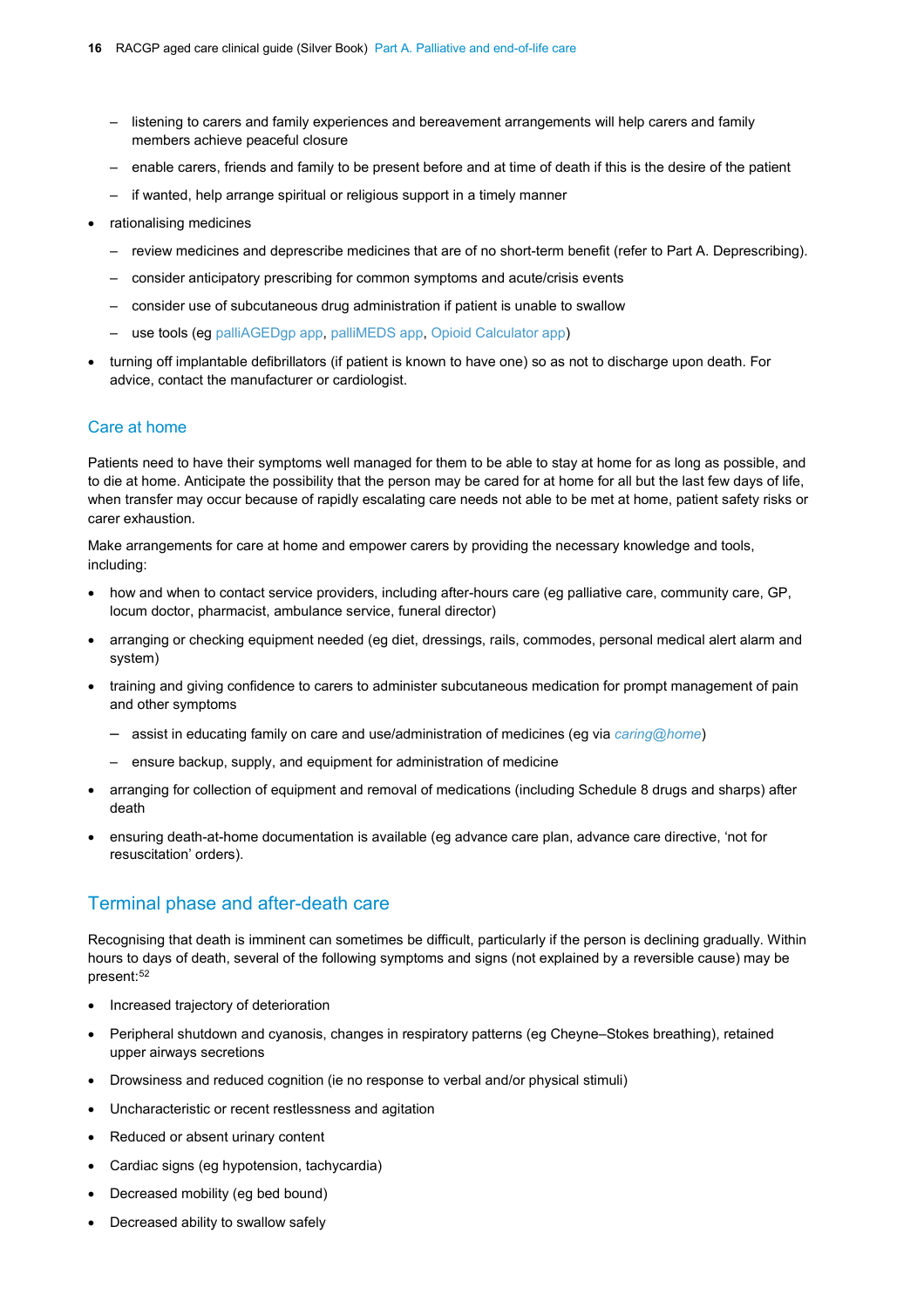- listening to carers and family experiences and bereavement arrangements will help carers and family members achieve peaceful closure
- enable carers, friends and family to be present before and at time of death if this is the desire of the patient
- if wanted, help arrange spiritual or religious support in a timely manner

- rationalising medicines
  - review medicines and deprescribe medicines that are of no short-term benefit (refer to Part A. Deprescribing).
  - consider anticipatory prescribing for common symptoms and acute/crisis events
  - consider use of subcutaneous drug administration if patient is unable to swallow
  - use tools (eg palliAGEDgp app, palliMEDS app, Opioid Calculator app)
- turning off implantable defibrillators (if patient is known to have one) so as not to discharge upon death. For advice, contact the manufacturer or cardiologist.

### Care at home

Patients need to have their symptoms well managed for them to be able to stay at home for as long as possible, and to die at home. Anticipate the possibility that the person may be cared for at home for all but the last few days of life, when transfer may occur because of rapidly escalating care needs not able to be met at home, patient safety risks or carer exhaustion.

Make arrangements for care at home and empower carers by providing the necessary knowledge and tools, including:

- how and when to contact service providers, including after-hours care (eg palliative care, community care, GP, locum doctor, pharmacist, ambulance service, funeral director)
- arranging or checking equipment needed (eg diet, dressings, rails, commodes, personal medical alert alarm and system)
- training and giving confidence to carers to administer subcutaneous medication for prompt management of pain and other symptoms
  - assist in educating family on care and use/administration of medicines (eg via *caring@home*)
  - ensure backup, supply, and equipment for administration of medicine
- arranging for collection of equipment and removal of medications (including Schedule 8 drugs and sharps) after death
- ensuring death-at-home documentation is available (eg advance care plan, advance care directive, 'not for resuscitation' orders).

## Terminal phase and after-death care

Recognising that death is imminent can sometimes be difficult, particularly if the person is declining gradually. Within hours to days of death, several of the following symptoms and signs (not explained by a reversible cause) may be present:[52]

- Increased trajectory of deterioration
- Peripheral shutdown and cyanosis, changes in respiratory patterns (eg Cheyne–Stokes breathing), retained upper airways secretions
- Drowsiness and reduced cognition (ie no response to verbal and/or physical stimuli)
- Uncharacteristic or recent restlessness and agitation
- Reduced or absent urinary content
- Cardiac signs (eg hypotension, tachycardia)
- Decreased mobility (eg bed bound)
- Decreased ability to swallow safely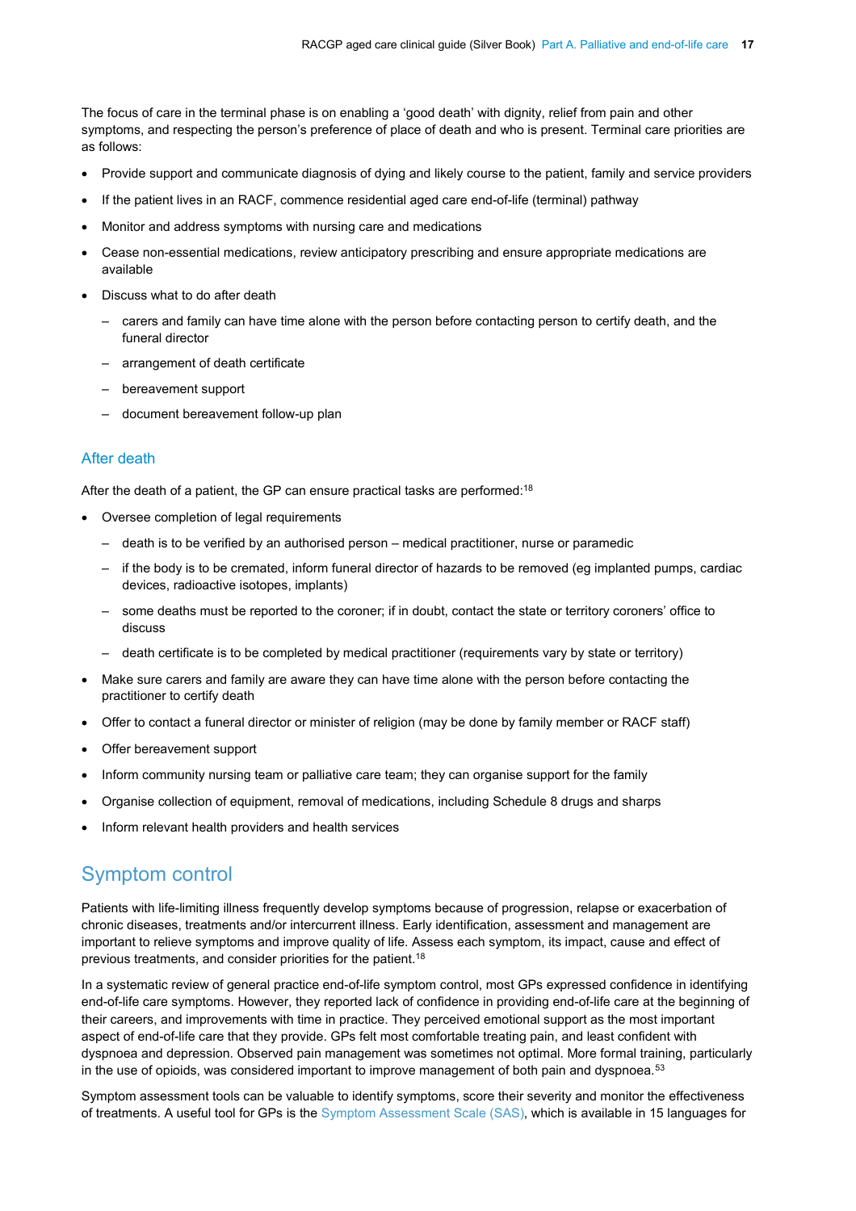The focus of care in the terminal phase is on enabling a 'good death' with dignity, relief from pain and other symptoms, and respecting the person's preference of place of death and who is present. Terminal care priorities are as follows:

- Provide support and communicate diagnosis of dying and likely course to the patient, family and service providers
- If the patient lives in an RACF, commence residential aged care end-of-life (terminal) pathway
- Monitor and address symptoms with nursing care and medications
- Cease non-essential medications, review anticipatory prescribing and ensure appropriate medications are available
- Discuss what to do after death
  - carers and family can have time alone with the person before contacting person to certify death, and the funeral director
  - arrangement of death certificate
  - bereavement support
  - document bereavement follow-up plan

### After death

After the death of a patient, the GP can ensure practical tasks are performed:[18]

- Oversee completion of legal requirements
  - death is to be verified by an authorised person – medical practitioner, nurse or paramedic
  - if the body is to be cremated, inform funeral director of hazards to be removed (eg implanted pumps, cardiac devices, radioactive isotopes, implants)
  - some deaths must be reported to the coroner; if in doubt, contact the state or territory coroners' office to discuss
  - death certificate is to be completed by medical practitioner (requirements vary by state or territory)
- Make sure carers and family are aware they can have time alone with the person before contacting the practitioner to certify death
- Offer to contact a funeral director or minister of religion (may be done by family member or RACF staff)
- Offer bereavement support
- Inform community nursing team or palliative care team; they can organise support for the family
- Organise collection of equipment, removal of medications, including Schedule 8 drugs and sharps
- Inform relevant health providers and health services

## Symptom control

Patients with life-limiting illness frequently develop symptoms because of progression, relapse or exacerbation of chronic diseases, treatments and/or intercurrent illness. Early identification, assessment and management are important to relieve symptoms and improve quality of life. Assess each symptom, its impact, cause and effect of previous treatments, and consider priorities for the patient.[18]

In a systematic review of general practice end-of-life symptom control, most GPs expressed confidence in identifying end-of-life care symptoms. However, they reported lack of confidence in providing end-of-life care at the beginning of their careers, and improvements with time in practice. They perceived emotional support as the most important aspect of end-of-life care that they provide. GPs felt most comfortable treating pain, and least confident with dyspnoea and depression. Observed pain management was sometimes not optimal. More formal training, particularly in the use of opioids, was considered important to improve management of both pain and dyspnoea.[53]

Symptom assessment tools can be valuable to identify symptoms, score their severity and monitor the effectiveness of treatments. A useful tool for GPs is the Symptom Assessment Scale (SAS), which is available in 15 languages for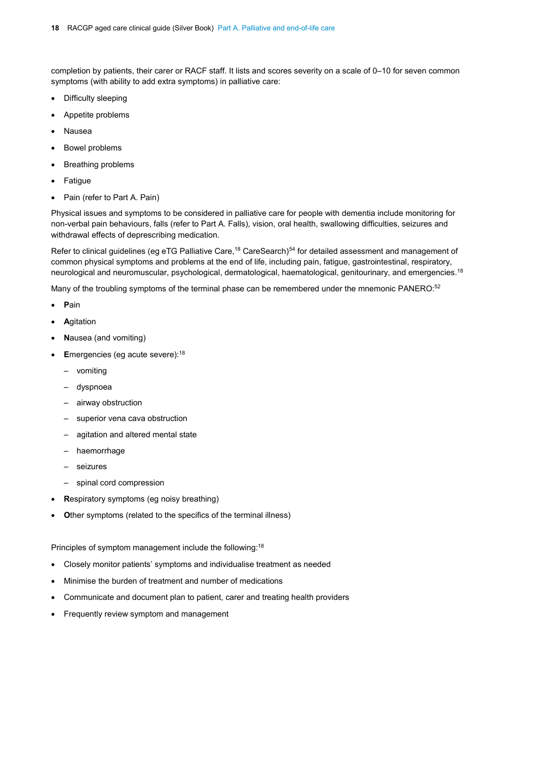completion by patients, their carer or RACF staff. It lists and scores severity on a scale of 0–10 for seven common symptoms (with ability to add extra symptoms) in palliative care:

- Difficulty sleeping
- Appetite problems
- Nausea
- Bowel problems
- Breathing problems
- Fatigue
- Pain (refer to Part A. Pain)

Physical issues and symptoms to be considered in palliative care for people with dementia include monitoring for non-verbal pain behaviours, falls (refer to Part A. Falls), vision, oral health, swallowing difficulties, seizures and withdrawal effects of deprescribing medication.

Refer to clinical guidelines (eg eTG Palliative Care,[18] CareSearch)[54] for detailed assessment and management of common physical symptoms and problems at the end of life, including pain, fatigue, gastrointestinal, respiratory, neurological and neuromuscular, psychological, dermatological, haematological, genitourinary, and emergencies.[18]

Many of the troubling symptoms of the terminal phase can be remembered under the mnemonic PANERO:[52]

- **P**ain
- **A**gitation
- **N**ausea (and vomiting)
- **E**mergencies (eg acute severe):[18]
  - vomiting
  - dyspnoea
  - airway obstruction
  - superior vena cava obstruction
  - agitation and altered mental state
  - haemorrhage
  - seizures
  - spinal cord compression
- **R**espiratory symptoms (eg noisy breathing)
- **O**ther symptoms (related to the specifics of the terminal illness)

Principles of symptom management include the following:[18]

- Closely monitor patients' symptoms and individualise treatment as needed
- Minimise the burden of treatment and number of medications
- Communicate and document plan to patient, carer and treating health providers
- Frequently review symptom and management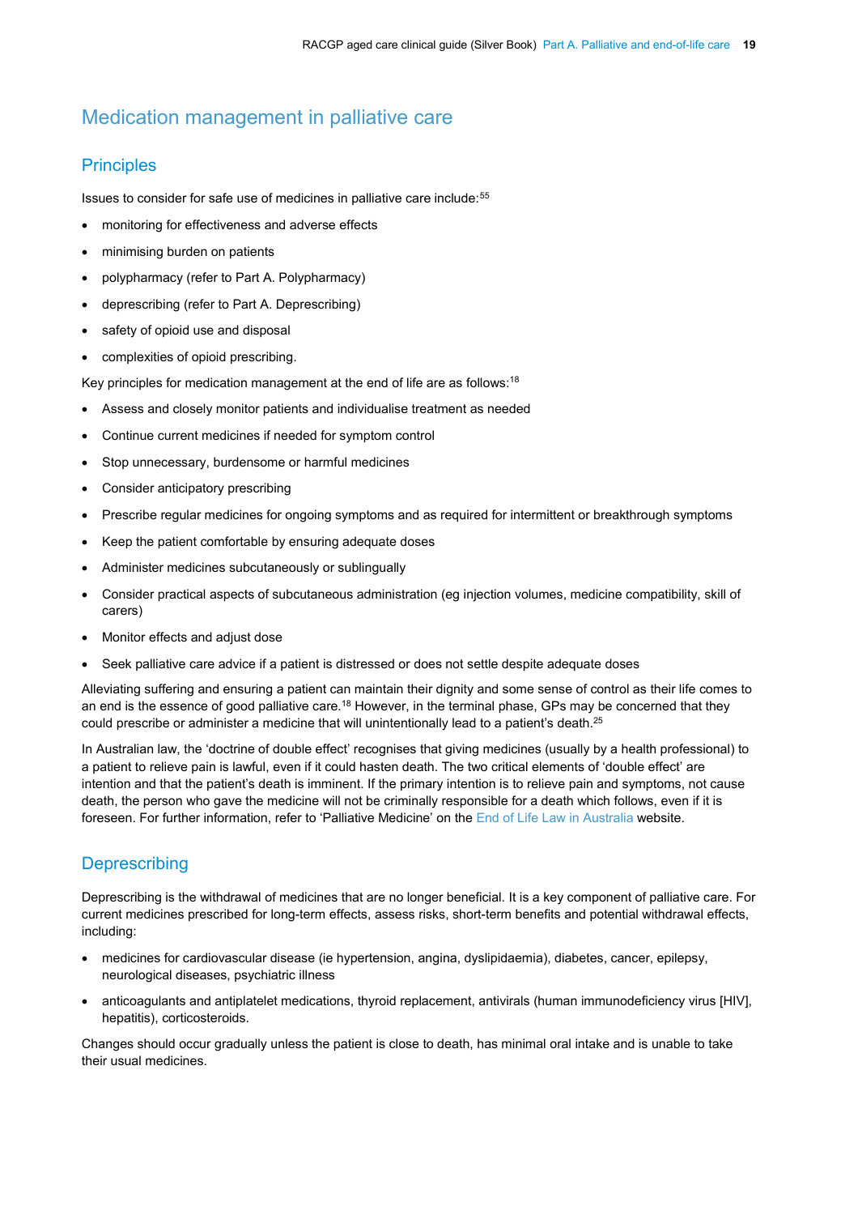## Medication management in palliative care

### Principles

Issues to consider for safe use of medicines in palliative care include:[55]

- monitoring for effectiveness and adverse effects
- minimising burden on patients
- polypharmacy (refer to Part A. Polypharmacy)
- deprescribing (refer to Part A. Deprescribing)
- safety of opioid use and disposal
- complexities of opioid prescribing.

Key principles for medication management at the end of life are as follows:[18]

- Assess and closely monitor patients and individualise treatment as needed
- Continue current medicines if needed for symptom control
- Stop unnecessary, burdensome or harmful medicines
- Consider anticipatory prescribing
- Prescribe regular medicines for ongoing symptoms and as required for intermittent or breakthrough symptoms
- Keep the patient comfortable by ensuring adequate doses
- Administer medicines subcutaneously or sublingually
- Consider practical aspects of subcutaneous administration (eg injection volumes, medicine compatibility, skill of carers)
- Monitor effects and adjust dose
- Seek palliative care advice if a patient is distressed or does not settle despite adequate doses

Alleviating suffering and ensuring a patient can maintain their dignity and some sense of control as their life comes to an end is the essence of good palliative care.[18] However, in the terminal phase, GPs may be concerned that they could prescribe or administer a medicine that will unintentionally lead to a patient's death.[25]

In Australian law, the 'doctrine of double effect' recognises that giving medicines (usually by a health professional) to a patient to relieve pain is lawful, even if it could hasten death. The two critical elements of 'double effect' are intention and that the patient's death is imminent. If the primary intention is to relieve pain and symptoms, not cause death, the person who gave the medicine will not be criminally responsible for a death which follows, even if it is foreseen. For further information, refer to 'Palliative Medicine' on the End of Life Law in Australia website.

### Deprescribing

Deprescribing is the withdrawal of medicines that are no longer beneficial. It is a key component of palliative care. For current medicines prescribed for long-term effects, assess risks, short-term benefits and potential withdrawal effects, including:

- medicines for cardiovascular disease (ie hypertension, angina, dyslipidaemia), diabetes, cancer, epilepsy, neurological diseases, psychiatric illness
- anticoagulants and antiplatelet medications, thyroid replacement, antivirals (human immunodeficiency virus [HIV], hepatitis), corticosteroids.

Changes should occur gradually unless the patient is close to death, has minimal oral intake and is unable to take their usual medicines.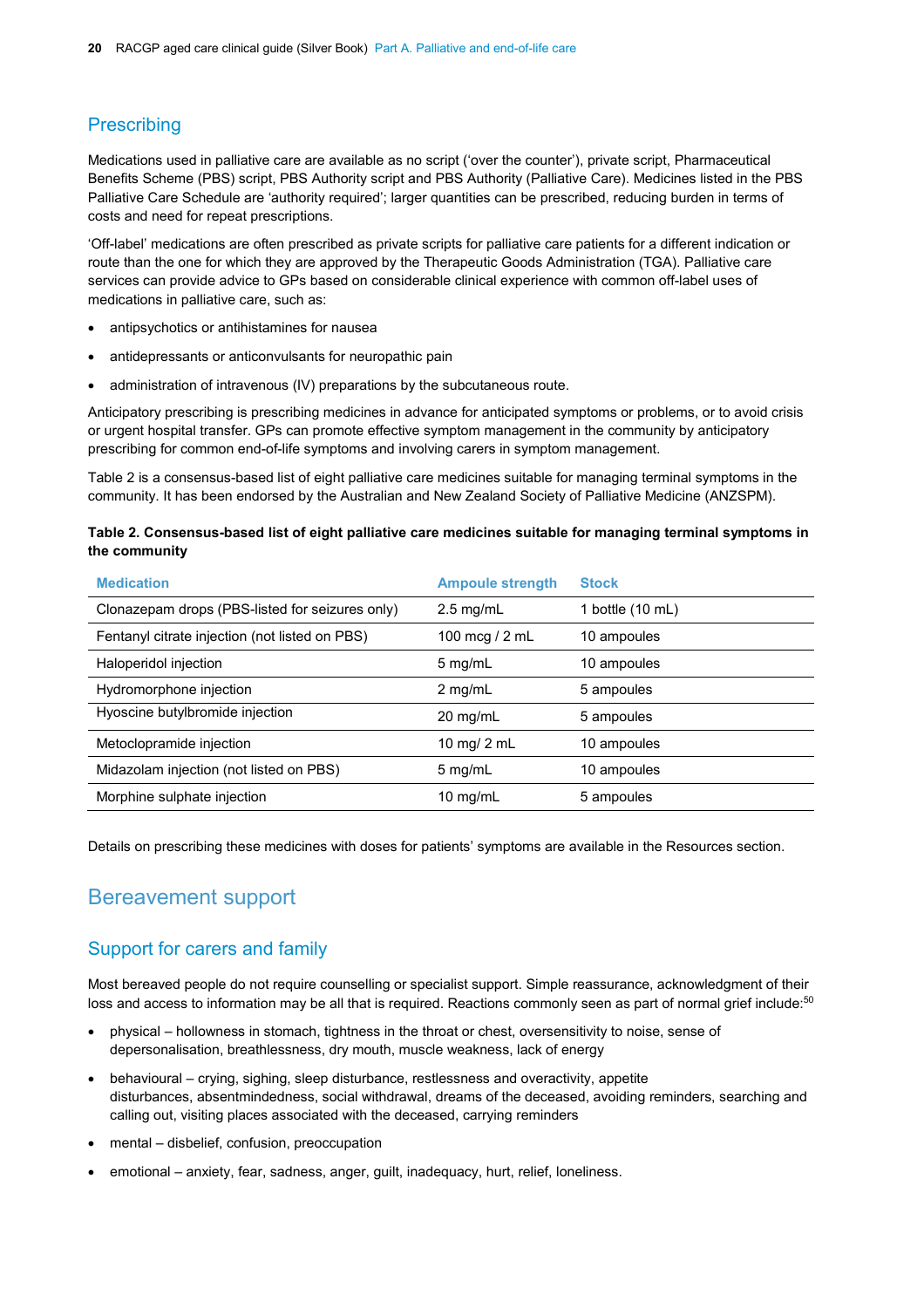## Prescribing

Medications used in palliative care are available as no script ('over the counter'), private script, Pharmaceutical Benefits Scheme (PBS) script, PBS Authority script and PBS Authority (Palliative Care). Medicines listed in the PBS Palliative Care Schedule are 'authority required'; larger quantities can be prescribed, reducing burden in terms of costs and need for repeat prescriptions.

'Off-label' medications are often prescribed as private scripts for palliative care patients for a different indication or route than the one for which they are approved by the Therapeutic Goods Administration (TGA). Palliative care services can provide advice to GPs based on considerable clinical experience with common off-label uses of medications in palliative care, such as:

- antipsychotics or antihistamines for nausea
- antidepressants or anticonvulsants for neuropathic pain
- administration of intravenous (IV) preparations by the subcutaneous route.

Anticipatory prescribing is prescribing medicines in advance for anticipated symptoms or problems, or to avoid crisis or urgent hospital transfer. GPs can promote effective symptom management in the community by anticipatory prescribing for common end-of-life symptoms and involving carers in symptom management.

Table 2 is a consensus-based list of eight palliative care medicines suitable for managing terminal symptoms in the community. It has been endorsed by the Australian and New Zealand Society of Palliative Medicine (ANZSPM).

**Table 2. Consensus-based list of eight palliative care medicines suitable for managing terminal symptoms in the community**

| Medication | Ampoule strength | Stock |
|---|---|---|
| Clonazepam drops (PBS-listed for seizures only) | 2.5 mg/mL | 1 bottle (10 mL) |
| Fentanyl citrate injection (not listed on PBS) | 100 mcg / 2 mL | 10 ampoules |
| Haloperidol injection | 5 mg/mL | 10 ampoules |
| Hydromorphone injection | 2 mg/mL | 5 ampoules |
| Hyoscine butylbromide injection | 20 mg/mL | 5 ampoules |
| Metoclopramide injection | 10 mg/ 2 mL | 10 ampoules |
| Midazolam injection (not listed on PBS) | 5 mg/mL | 10 ampoules |
| Morphine sulphate injection | 10 mg/mL | 5 ampoules |

Details on prescribing these medicines with doses for patients' symptoms are available in the Resources section.

## Bereavement support

### Support for carers and family

Most bereaved people do not require counselling or specialist support. Simple reassurance, acknowledgment of their loss and access to information may be all that is required. Reactions commonly seen as part of normal grief include:[50]

- physical – hollowness in stomach, tightness in the throat or chest, oversensitivity to noise, sense of depersonalisation, breathlessness, dry mouth, muscle weakness, lack of energy
- behavioural – crying, sighing, sleep disturbance, restlessness and overactivity, appetite disturbances, absentmindedness, social withdrawal, dreams of the deceased, avoiding reminders, searching and calling out, visiting places associated with the deceased, carrying reminders
- mental – disbelief, confusion, preoccupation
- emotional – anxiety, fear, sadness, anger, guilt, inadequacy, hurt, relief, loneliness.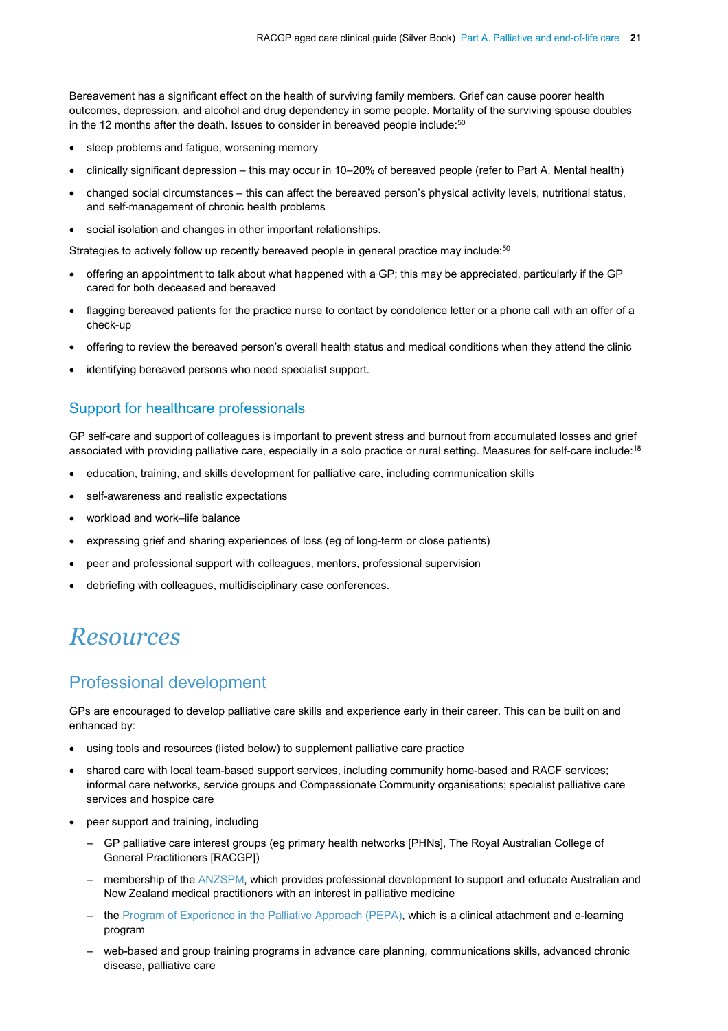Bereavement has a significant effect on the health of surviving family members. Grief can cause poorer health outcomes, depression, and alcohol and drug dependency in some people. Mortality of the surviving spouse doubles in the 12 months after the death. Issues to consider in bereaved people include:[50]

- sleep problems and fatigue, worsening memory
- clinically significant depression – this may occur in 10–20% of bereaved people (refer to Part A. Mental health)
- changed social circumstances – this can affect the bereaved person's physical activity levels, nutritional status, and self-management of chronic health problems
- social isolation and changes in other important relationships.

Strategies to actively follow up recently bereaved people in general practice may include:[50]

- offering an appointment to talk about what happened with a GP; this may be appreciated, particularly if the GP cared for both deceased and bereaved
- flagging bereaved patients for the practice nurse to contact by condolence letter or a phone call with an offer of a check-up
- offering to review the bereaved person's overall health status and medical conditions when they attend the clinic
- identifying bereaved persons who need specialist support.

## Support for healthcare professionals

GP self-care and support of colleagues is important to prevent stress and burnout from accumulated losses and grief associated with providing palliative care, especially in a solo practice or rural setting. Measures for self-care include:[18]

- education, training, and skills development for palliative care, including communication skills
- self-awareness and realistic expectations
- workload and work–life balance
- expressing grief and sharing experiences of loss (eg of long-term or close patients)
- peer and professional support with colleagues, mentors, professional supervision
- debriefing with colleagues, multidisciplinary case conferences.

# *Resources*

## Professional development

GPs are encouraged to develop palliative care skills and experience early in their career. This can be built on and enhanced by:

- using tools and resources (listed below) to supplement palliative care practice
- shared care with local team-based support services, including community home-based and RACF services; informal care networks, service groups and Compassionate Community organisations; specialist palliative care services and hospice care
- peer support and training, including
  - GP palliative care interest groups (eg primary health networks [PHNs], The Royal Australian College of General Practitioners [RACGP])
  - membership of the ANZSPM, which provides professional development to support and educate Australian and New Zealand medical practitioners with an interest in palliative medicine
  - the Program of Experience in the Palliative Approach (PEPA), which is a clinical attachment and e-learning program
  - web-based and group training programs in advance care planning, communications skills, advanced chronic disease, palliative care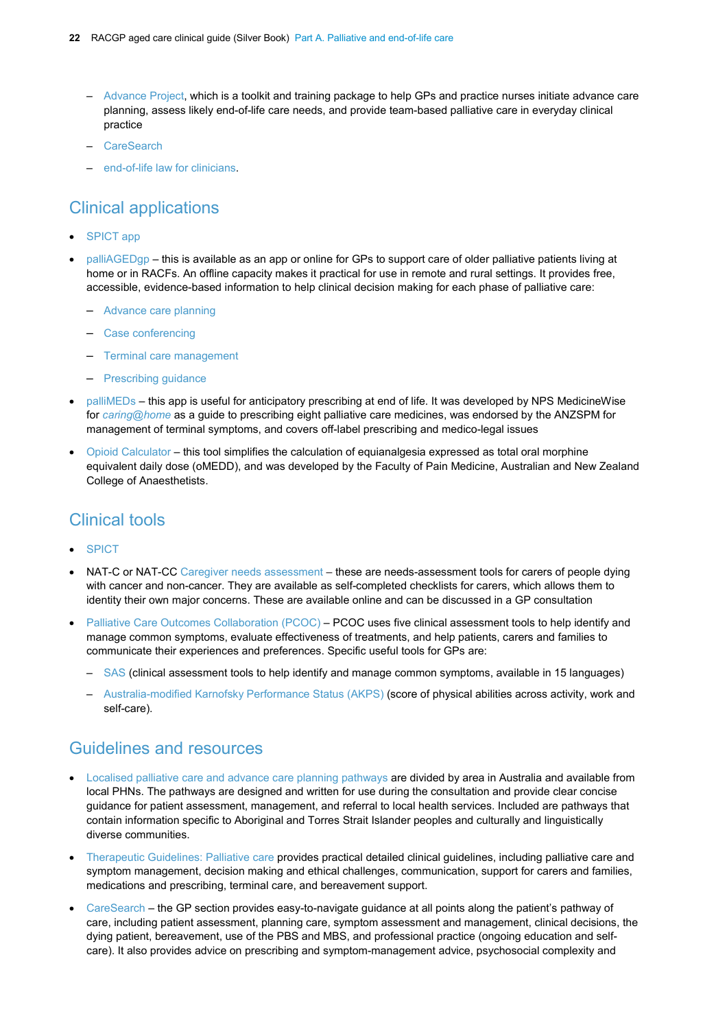- Advance Project, which is a toolkit and training package to help GPs and practice nurses initiate advance care planning, assess likely end-of-life care needs, and provide team-based palliative care in everyday clinical practice
  - CareSearch
  - end-of-life law for clinicians.

## Clinical applications

- SPICT app
- palliAGEDgp – this is available as an app or online for GPs to support care of older palliative patients living at home or in RACFs. An offline capacity makes it practical for use in remote and rural settings. It provides free, accessible, evidence-based information to help clinical decision making for each phase of palliative care:
  - Advance care planning
  - Case conferencing
  - Terminal care management
  - Prescribing guidance
- palliMEDs – this app is useful for anticipatory prescribing at end of life. It was developed by NPS MedicineWise for *caring@home* as a guide to prescribing eight palliative care medicines, was endorsed by the ANZSPM for management of terminal symptoms, and covers off-label prescribing and medico-legal issues
- Opioid Calculator – this tool simplifies the calculation of equianalgesia expressed as total oral morphine equivalent daily dose (oMEDD), and was developed by the Faculty of Pain Medicine, Australian and New Zealand College of Anaesthetists.

## Clinical tools

- SPICT
- NAT-C or NAT-CC Caregiver needs assessment – these are needs-assessment tools for carers of people dying with cancer and non-cancer. They are available as self-completed checklists for carers, which allows them to identity their own major concerns. These are available online and can be discussed in a GP consultation
- Palliative Care Outcomes Collaboration (PCOC) – PCOC uses five clinical assessment tools to help identify and manage common symptoms, evaluate effectiveness of treatments, and help patients, carers and families to communicate their experiences and preferences. Specific useful tools for GPs are:
  - SAS (clinical assessment tools to help identify and manage common symptoms, available in 15 languages)
  - Australia-modified Karnofsky Performance Status (AKPS) (score of physical abilities across activity, work and self-care).

## Guidelines and resources

- Localised palliative care and advance care planning pathways are divided by area in Australia and available from local PHNs. The pathways are designed and written for use during the consultation and provide clear concise guidance for patient assessment, management, and referral to local health services. Included are pathways that contain information specific to Aboriginal and Torres Strait Islander peoples and culturally and linguistically diverse communities.
- Therapeutic Guidelines: Palliative care provides practical detailed clinical guidelines, including palliative care and symptom management, decision making and ethical challenges, communication, support for carers and families, medications and prescribing, terminal care, and bereavement support.
- CareSearch – the GP section provides easy-to-navigate guidance at all points along the patient's pathway of care, including patient assessment, planning care, symptom assessment and management, clinical decisions, the dying patient, bereavement, use of the PBS and MBS, and professional practice (ongoing education and self-care). It also provides advice on prescribing and symptom-management advice, psychosocial complexity and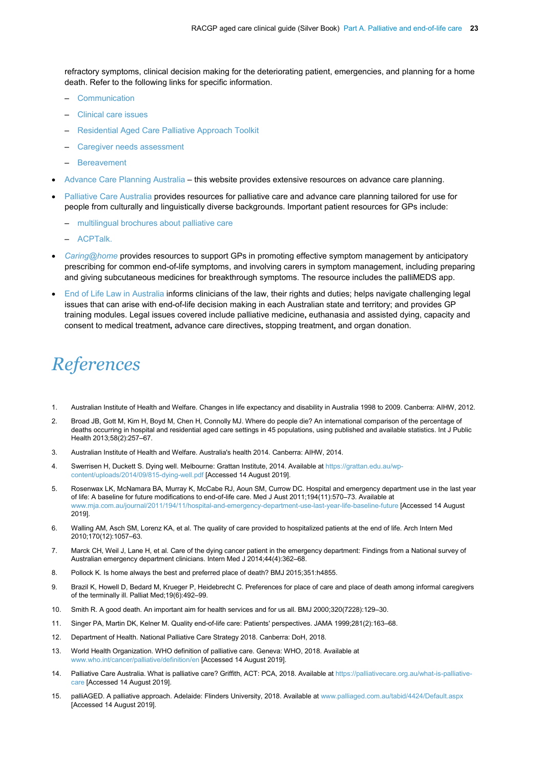refractory symptoms, clinical decision making for the deteriorating patient, emergencies, and planning for a home death. Refer to the following links for specific information.

  - Communication
  - Clinical care issues
  - Residential Aged Care Palliative Approach Toolkit
  - Caregiver needs assessment
  - Bereavement

- Advance Care Planning Australia – this website provides extensive resources on advance care planning.
- Palliative Care Australia provides resources for palliative care and advance care planning tailored for use for people from culturally and linguistically diverse backgrounds. Important patient resources for GPs include:
  - multilingual brochures about palliative care
  - ACPTalk.
- *Caring@home* provides resources to support GPs in promoting effective symptom management by anticipatory prescribing for common end-of-life symptoms, and involving carers in symptom management, including preparing and giving subcutaneous medicines for breakthrough symptoms. The resource includes the palliMEDS app.
- End of Life Law in Australia informs clinicians of the law, their rights and duties; helps navigate challenging legal issues that can arise with end-of-life decision making in each Australian state and territory; and provides GP training modules. Legal issues covered include palliative medicine**,** euthanasia and assisted dying, capacity and consent to medical treatment**,** advance care directives**,** stopping treatment**,** and organ donation.

# *References*

1. Australian Institute of Health and Welfare. Changes in life expectancy and disability in Australia 1998 to 2009. Canberra: AIHW, 2012.
2. Broad JB, Gott M, Kim H, Boyd M, Chen H, Connolly MJ. Where do people die? An international comparison of the percentage of deaths occurring in hospital and residential aged care settings in 45 populations, using published and available statistics. Int J Public Health 2013;58(2):257–67.
3. Australian Institute of Health and Welfare. Australia's health 2014. Canberra: AIHW, 2014.
4. Swerrisen H, Duckett S. Dying well. Melbourne: Grattan Institute, 2014. Available at https://grattan.edu.au/wp-content/uploads/2014/09/815-dying-well.pdf [Accessed 14 August 2019].
5. Rosenwax LK, McNamara BA, Murray K, McCabe RJ, Aoun SM, Currow DC. Hospital and emergency department use in the last year of life: A baseline for future modifications to end-of-life care. Med J Aust 2011;194(11):570–73. Available at www.mja.com.au/journal/2011/194/11/hospital-and-emergency-department-use-last-year-life-baseline-future [Accessed 14 August 2019].
6. Walling AM, Asch SM, Lorenz KA, et al. The quality of care provided to hospitalized patients at the end of life. Arch Intern Med 2010;170(12):1057–63.
7. Marck CH, Weil J, Lane H, et al. Care of the dying cancer patient in the emergency department: Findings from a National survey of Australian emergency department clinicians. Intern Med J 2014;44(4):362–68.
8. Pollock K. Is home always the best and preferred place of death? BMJ 2015;351:h4855.
9. Brazil K, Howell D, Bedard M, Krueger P, Heidebrecht C. Preferences for place of care and place of death among informal caregivers of the terminally ill. Palliat Med;19(6):492–99.
10. Smith R. A good death. An important aim for health services and for us all. BMJ 2000;320(7228):129–30.
11. Singer PA, Martin DK, Kelner M. Quality end-of-life care: Patients' perspectives. JAMA 1999;281(2):163–68.
12. Department of Health. National Palliative Care Strategy 2018. Canberra: DoH, 2018.
13. World Health Organization. WHO definition of palliative care. Geneva: WHO, 2018. Available at www.who.int/cancer/palliative/definition/en [Accessed 14 August 2019].
14. Palliative Care Australia. What is palliative care? Griffith, ACT: PCA, 2018. Available at https://palliativecare.org.au/what-is-palliative-care [Accessed 14 August 2019].
15. palliAGED. A palliative approach. Adelaide: Flinders University, 2018. Available at www.palliaged.com.au/tabid/4424/Default.aspx [Accessed 14 August 2019].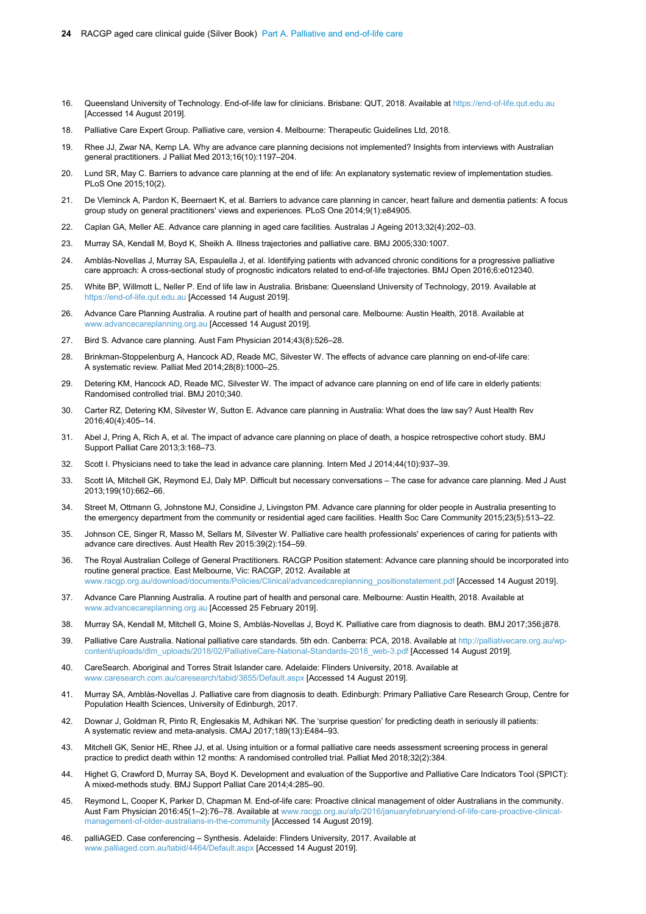16. Queensland University of Technology. End-of-life law for clinicians. Brisbane: QUT, 2018. Available at https://end-of-life.qut.edu.au [Accessed 14 August 2019].
18. Palliative Care Expert Group. Palliative care, version 4. Melbourne: Therapeutic Guidelines Ltd, 2018.
19. Rhee JJ, Zwar NA, Kemp LA. Why are advance care planning decisions not implemented? Insights from interviews with Australian general practitioners. J Palliat Med 2013;16(10):1197–204.
20. Lund SR, May C. Barriers to advance care planning at the end of life: An explanatory systematic review of implementation studies. PLoS One 2015;10(2).
21. De Vleminck A, Pardon K, Beernaert K, et al. Barriers to advance care planning in cancer, heart failure and dementia patients: A focus group study on general practitioners' views and experiences. PLoS One 2014;9(1):e84905.
22. Caplan GA, Meller AE. Advance care planning in aged care facilities. Australas J Ageing 2013;32(4):202–03.
23. Murray SA, Kendall M, Boyd K, Sheikh A. Illness trajectories and palliative care. BMJ 2005;330:1007.
24. Amblàs-Novellas J, Murray SA, Espaulella J, et al. Identifying patients with advanced chronic conditions for a progressive palliative care approach: A cross-sectional study of prognostic indicators related to end-of-life trajectories. BMJ Open 2016;6:e012340.
25. White BP, Willmott L, Neller P. End of life law in Australia. Brisbane: Queensland University of Technology, 2019. Available at https://end-of-life.qut.edu.au [Accessed 14 August 2019].
26. Advance Care Planning Australia. A routine part of health and personal care. Melbourne: Austin Health, 2018. Available at www.advancecareplanning.org.au [Accessed 14 August 2019].
27. Bird S. Advance care planning. Aust Fam Physician 2014;43(8):526–28.
28. Brinkman-Stoppelenburg A, Hancock AD, Reade MC, Silvester W. The effects of advance care planning on end-of-life care: A systematic review. Palliat Med 2014;28(8):1000–25.
29. Detering KM, Hancock AD, Reade MC, Silvester W. The impact of advance care planning on end of life care in elderly patients: Randomised controlled trial. BMJ 2010;340.
30. Carter RZ, Detering KM, Silvester W, Sutton E. Advance care planning in Australia: What does the law say? Aust Health Rev 2016;40(4):405–14.
31. Abel J, Pring A, Rich A, et al. The impact of advance care planning on place of death, a hospice retrospective cohort study. BMJ Support Palliat Care 2013;3:168–73.
32. Scott I. Physicians need to take the lead in advance care planning. Intern Med J 2014;44(10):937–39.
33. Scott IA, Mitchell GK, Reymond EJ, Daly MP. Difficult but necessary conversations – The case for advance care planning. Med J Aust 2013;199(10):662–66.
34. Street M, Ottmann G, Johnstone MJ, Considine J, Livingston PM. Advance care planning for older people in Australia presenting to the emergency department from the community or residential aged care facilities. Health Soc Care Community 2015;23(5):513–22.
35. Johnson CE, Singer R, Masso M, Sellars M, Silvester W. Palliative care health professionals' experiences of caring for patients with advance care directives. Aust Health Rev 2015:39(2):154–59.
36. The Royal Australian College of General Practitioners. RACGP Position statement: Advance care planning should be incorporated into routine general practice. East Melbourne, Vic: RACGP, 2012. Available at www.racgp.org.au/download/documents/Policies/Clinical/advancedcareplanning_positionstatement.pdf [Accessed 14 August 2019].
37. Advance Care Planning Australia. A routine part of health and personal care. Melbourne: Austin Health, 2018. Available at www.advancecareplanning.org.au [Accessed 25 February 2019].
38. Murray SA, Kendall M, Mitchell G, Moine S, Amblàs-Novellas J, Boyd K. Palliative care from diagnosis to death. BMJ 2017;356:j878.
39. Palliative Care Australia. National palliative care standards. 5th edn. Canberra: PCA, 2018. Available at http://palliativecare.org.au/wp-content/uploads/dlm_uploads/2018/02/PalliativeCare-National-Standards-2018_web-3.pdf [Accessed 14 August 2019].
40. CareSearch. Aboriginal and Torres Strait Islander care. Adelaide: Flinders University, 2018. Available at www.caresearch.com.au/caresearch/tabid/3855/Default.aspx [Accessed 14 August 2019].
41. Murray SA, Amblàs-Novellas J. Palliative care from diagnosis to death. Edinburgh: Primary Palliative Care Research Group, Centre for Population Health Sciences, University of Edinburgh, 2017.
42. Downar J, Goldman R, Pinto R, Englesakis M, Adhikari NK. The 'surprise question' for predicting death in seriously ill patients: A systematic review and meta-analysis. CMAJ 2017;189(13):E484–93.
43. Mitchell GK, Senior HE, Rhee JJ, et al. Using intuition or a formal palliative care needs assessment screening process in general practice to predict death within 12 months: A randomised controlled trial. Palliat Med 2018;32(2):384.
44. Highet G, Crawford D, Murray SA, Boyd K. Development and evaluation of the Supportive and Palliative Care Indicators Tool (SPICT): A mixed-methods study. BMJ Support Palliat Care 2014;4:285–90.
45. Reymond L, Cooper K, Parker D, Chapman M. End-of-life care: Proactive clinical management of older Australians in the community. Aust Fam Physician 2016:45(1–2):76–78. Available at www.racgp.org.au/afp/2016/januaryfebruary/end-of-life-care-proactive-clinical-management-of-older-australians-in-the-community [Accessed 14 August 2019].
46. palliAGED. Case conferencing – Synthesis. Adelaide: Flinders University, 2017. Available at www.palliaged.com.au/tabid/4464/Default.aspx [Accessed 14 August 2019].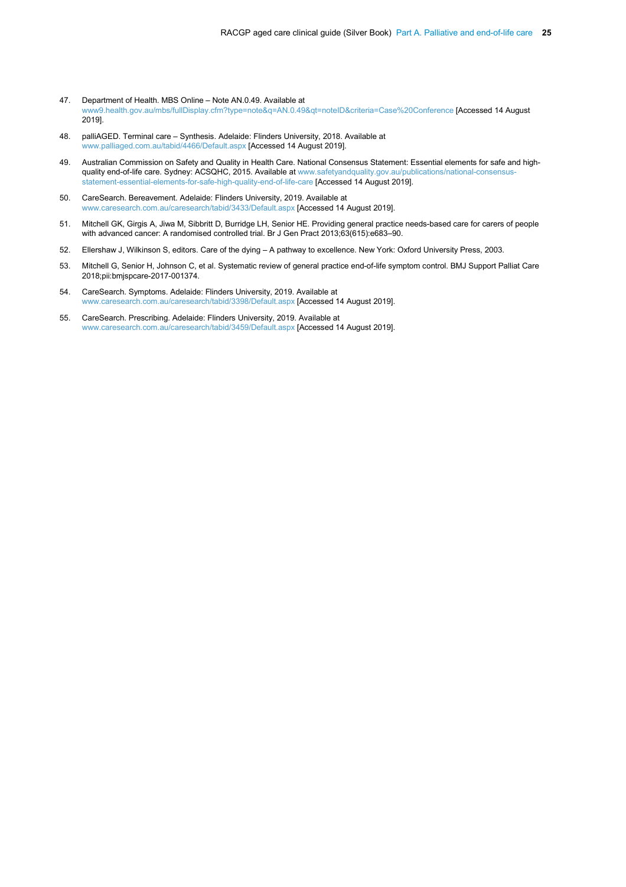47. Department of Health. MBS Online – Note AN.0.49. Available at www9.health.gov.au/mbs/fullDisplay.cfm?type=note&q=AN.0.49&qt=noteID&criteria=Case%20Conference [Accessed 14 August 2019].

48. palliAGED. Terminal care – Synthesis. Adelaide: Flinders University, 2018. Available at www.palliaged.com.au/tabid/4466/Default.aspx [Accessed 14 August 2019].

49. Australian Commission on Safety and Quality in Health Care. National Consensus Statement: Essential elements for safe and high-quality end-of-life care. Sydney: ACSQHC, 2015. Available at www.safetyandquality.gov.au/publications/national-consensus-statement-essential-elements-for-safe-high-quality-end-of-life-care [Accessed 14 August 2019].

50. CareSearch. Bereavement. Adelaide: Flinders University, 2019. Available at www.caresearch.com.au/caresearch/tabid/3433/Default.aspx [Accessed 14 August 2019].

51. Mitchell GK, Girgis A, Jiwa M, Sibbritt D, Burridge LH, Senior HE. Providing general practice needs-based care for carers of people with advanced cancer: A randomised controlled trial. Br J Gen Pract 2013;63(615):e683–90.

52. Ellershaw J, Wilkinson S, editors. Care of the dying – A pathway to excellence. New York: Oxford University Press, 2003.

53. Mitchell G, Senior H, Johnson C, et al. Systematic review of general practice end-of-life symptom control. BMJ Support Palliat Care 2018;pii:bmjspcare-2017-001374.

54. CareSearch. Symptoms. Adelaide: Flinders University, 2019. Available at www.caresearch.com.au/caresearch/tabid/3398/Default.aspx [Accessed 14 August 2019].

55. CareSearch. Prescribing. Adelaide: Flinders University, 2019. Available at www.caresearch.com.au/caresearch/tabid/3459/Default.aspx [Accessed 14 August 2019].